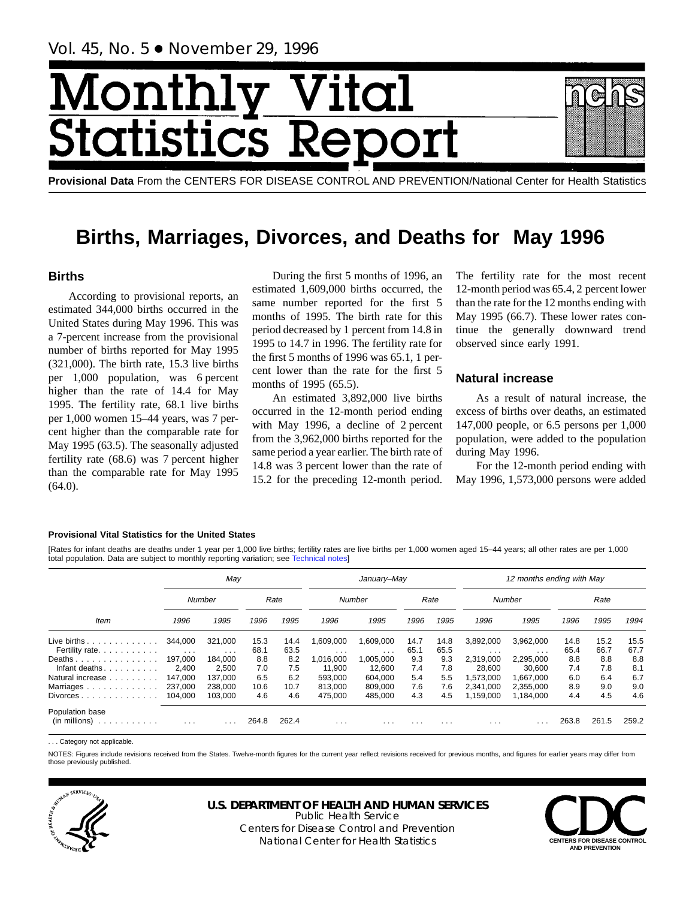Vol. 45, No. 5 • November 29, 1996

# Monthly Vital Statistics Report

**Provisional Data** From the CENTERS FOR DISEASE CONTROL AND PREVENTION/National Center for Health Statistics

# Births, Marriages, Divorces, and Deaths for May 1996

## Births

According to provisional reports, an estimated 344,000 births occurred in the United States during May 1996. This was a 7-percent increase from the provisional number of births reported for May 1995 (321,000). The birth rate, 15.3 live births per 1,000 population, was 6 percent higher than the rate of 14.4 for May 1995. The fertility rate, 68.1 live births per 1,000 women 15–44 years, was 7 percent higher than the comparable rate for May 1995 (63.5). The seasonally adjusted fertility rate (68.6) was 7 percent higher than the comparable rate for May 1995 (64.0).

During the first 5 months of 1996, an estimated 1,609,000 births occurred, the same number reported for the first 5 months of 1995. The birth rate for this period decreased by 1 percent from 14.8 in 1995 to 14.7 in 1996. The fertility rate for the first 5 months of 1996 was 65.1, 1 percent lower than the rate for the first 5 months of 1995 (65.5).

An estimated 3,892,000 live births occurred in the 12-month period ending with May 1996, a decline of 2 percent from the 3,962,000 births reported for the same period a year earlier. The birth rate of 14.8 was 3 percent lower than the rate of 15.2 for the preceding 12-month period. The fertility rate for the most recent 12-month period was 65.4, 2 percent lower than the rate for the 12 months ending with May 1995 (66.7). These lower rates continue the generally downward trend observed since early 1991.

## Natural increase

As a result of natural increase, the excess of births over deaths, an estimated 147,000 people, or 6.5 persons per 1,000 population, were added to the population during May 1996.

For the 12-month period ending with May 1996, 1,573,000 persons were added

**Provisional Vital Statistics for the United States**

[Rates for infant deaths are deaths under 1 year per 1,000 live births; fertility rates are live births per 1,000 women aged 15–44 years; all other rates are per 1,000 total population. Data are subject to monthly reporting variation; see Technical notes]

| Item | May | | | | January–May | | | | 12 months ending with May | | | | |
|---|---|---|---|---|---|---|---|---|---|---|---|---|---|
| | Number | | Rate | | Number | | Rate | | Number | | Rate | | |
| | 1996 | 1995 | 1996 | 1995 | 1996 | 1995 | 1996 | 1995 | 1996 | 1995 | 1996 | 1995 | 1994 |
| Live births | 344,000 | 321,000 | 15.3 | 14.4 | 1,609,000 | 1,609,000 | 14.7 | 14.8 | 3,892,000 | 3,962,000 | 14.8 | 15.2 | 15.5 |
| Fertility rate | . . . | . . . | 68.1 | 63.5 | . . . | . . . | 65.1 | 65.5 | . . . | . . . | 65.4 | 66.7 | 67.7 |
| Deaths | 197,000 | 184,000 | 8.8 | 8.2 | 1,016,000 | 1,005,000 | 9.3 | 9.3 | 2,319,000 | 2,295,000 | 8.8 | 8.8 | 8.8 |
| Infant deaths | 2,400 | 2,500 | 7.0 | 7.5 | 11,900 | 12,600 | 7.4 | 7.8 | 28,600 | 30,600 | 7.4 | 7.8 | 8.1 |
| Natural increase | 147,000 | 137,000 | 6.5 | 6.2 | 593,000 | 604,000 | 5.4 | 5.5 | 1,573,000 | 1,667,000 | 6.0 | 6.4 | 6.7 |
| Marriages | 237,000 | 238,000 | 10.6 | 10.7 | 813,000 | 809,000 | 7.6 | 7.6 | 2,341,000 | 2,355,000 | 8.9 | 9.0 | 9.0 |
| Divorces | 104,000 | 103,000 | 4.6 | 4.6 | 475,000 | 485,000 | 4.3 | 4.5 | 1,159,000 | 1,184,000 | 4.4 | 4.5 | 4.6 |
| Population base (in millions) | . . . | . . . | 264.8 | 262.4 | . . . | . . . | . . . | . . . | . . . | . . . | 263.8 | 261.5 | 259.2 |

. . . Category not applicable.

NOTES: Figures include revisions received from the States. Twelve-month figures for the current year reflect revisions received for previous months, and figures for earlier years may differ from those previously published.

**U.S. DEPARTMENT OF HEALTH AND HUMAN SERVICES**
Public Health Service
Centers for Disease Control and Prevention
National Center for Health Statistics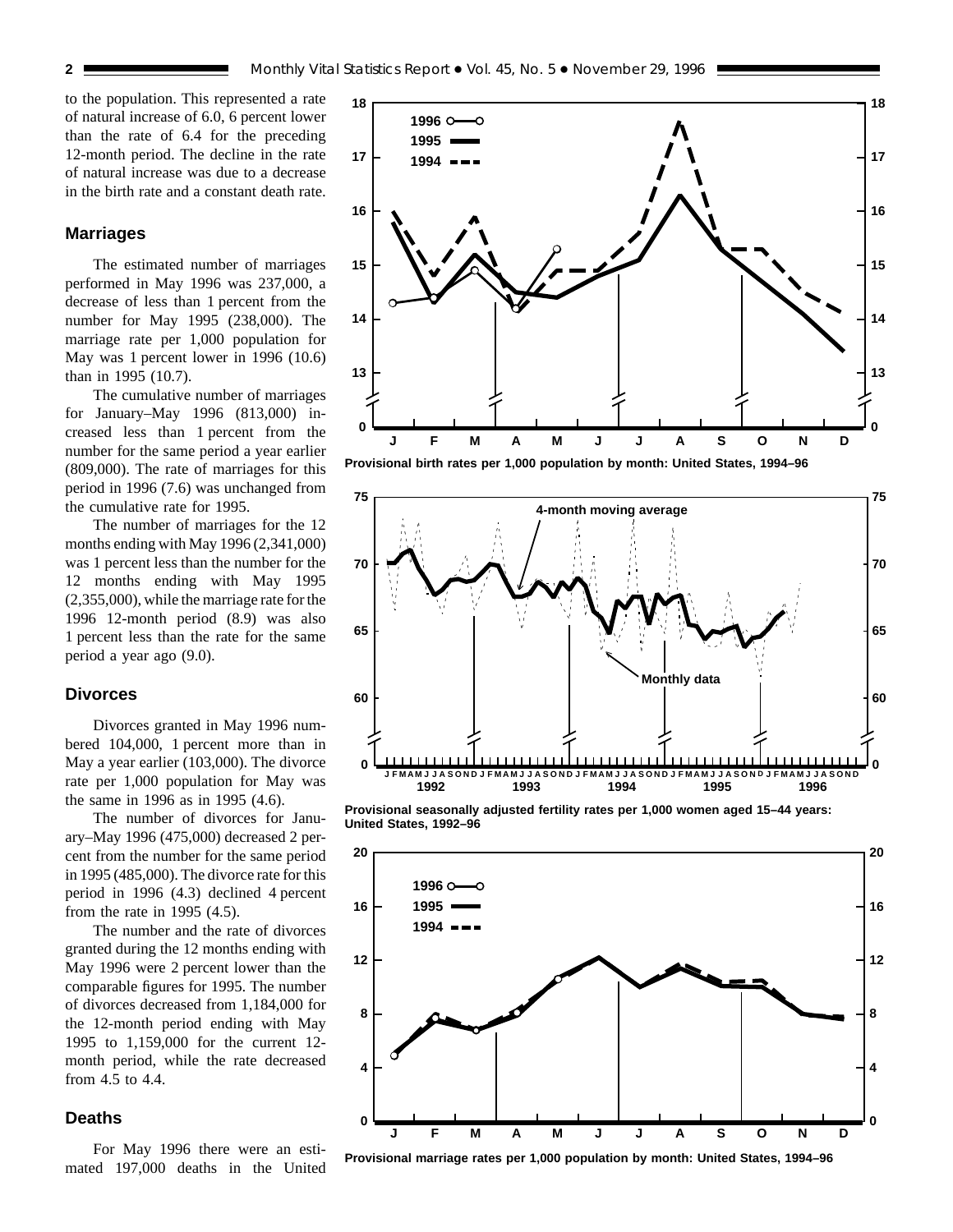to the population. This represented a rate of natural increase of 6.0, 6 percent lower than the rate of 6.4 for the preceding 12-month period. The decline in the rate of natural increase was due to a decrease in the birth rate and a constant death rate.

## Marriages

The estimated number of marriages performed in May 1996 was 237,000, a decrease of less than 1 percent from the number for May 1995 (238,000). The marriage rate per 1,000 population for May was 1 percent lower in 1996 (10.6) than in 1995 (10.7).

The cumulative number of marriages for January–May 1996 (813,000) increased less than 1 percent from the number for the same period a year earlier (809,000). The rate of marriages for this period in 1996 (7.6) was unchanged from the cumulative rate for 1995.

The number of marriages for the 12 months ending with May 1996 (2,341,000) was 1 percent less than the number for the 12 months ending with May 1995 (2,355,000), while the marriage rate for the 1996 12-month period (8.9) was also 1 percent less than the rate for the same period a year ago (9.0).

## Divorces

Divorces granted in May 1996 numbered 104,000, 1 percent more than in May a year earlier (103,000). The divorce rate per 1,000 population for May was the same in 1996 as in 1995 (4.6).

The number of divorces for January–May 1996 (475,000) decreased 2 percent from the number for the same period in 1995 (485,000). The divorce rate for this period in 1996 (4.3) declined 4 percent from the rate in 1995 (4.5).

The number and the rate of divorces granted during the 12 months ending with May 1996 were 2 percent lower than the comparable figures for 1995. The number of divorces decreased from 1,184,000 for the 12-month period ending with May 1995 to 1,159,000 for the current 12-month period, while the rate decreased from 4.5 to 4.4.

## Deaths

For May 1996 there were an estimated 197,000 deaths in the United

**Provisional birth rates per 1,000 population by month: United States, 1994–96**

**Provisional seasonally adjusted fertility rates per 1,000 women aged 15–44 years: United States, 1992–96**

**Provisional marriage rates per 1,000 population by month: United States, 1994–96**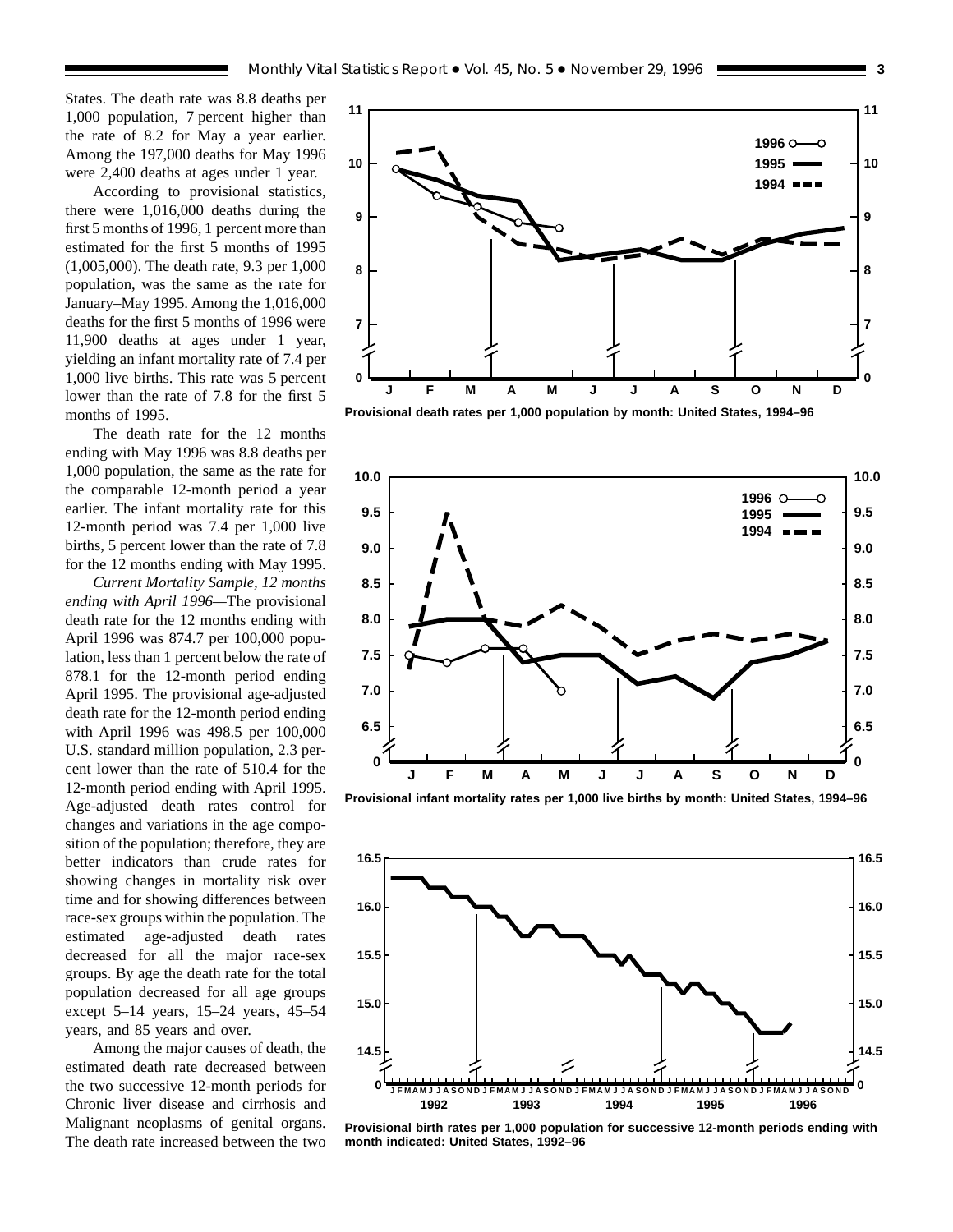States. The death rate was 8.8 deaths per 1,000 population, 7 percent higher than the rate of 8.2 for May a year earlier. Among the 197,000 deaths for May 1996 were 2,400 deaths at ages under 1 year.

According to provisional statistics, there were 1,016,000 deaths during the first 5 months of 1996, 1 percent more than estimated for the first 5 months of 1995 (1,005,000). The death rate, 9.3 per 1,000 population, was the same as the rate for January–May 1995. Among the 1,016,000 deaths for the first 5 months of 1996 were 11,900 deaths at ages under 1 year, yielding an infant mortality rate of 7.4 per 1,000 live births. This rate was 5 percent lower than the rate of 7.8 for the first 5 months of 1995.

The death rate for the 12 months ending with May 1996 was 8.8 deaths per 1,000 population, the same as the rate for the comparable 12-month period a year earlier. The infant mortality rate for this 12-month period was 7.4 per 1,000 live births, 5 percent lower than the rate of 7.8 for the 12 months ending with May 1995.

*Current Mortality Sample, 12 months ending with April 1996*—The provisional death rate for the 12 months ending with April 1996 was 874.7 per 100,000 population, less than 1 percent below the rate of 878.1 for the 12-month period ending April 1995. The provisional age-adjusted death rate for the 12-month period ending with April 1996 was 498.5 per 100,000 U.S. standard million population, 2.3 percent lower than the rate of 510.4 for the 12-month period ending with April 1995. Age-adjusted death rates control for changes and variations in the age composition of the population; therefore, they are better indicators than crude rates for showing changes in mortality risk over time and for showing differences between race-sex groups within the population. The estimated age-adjusted death rates decreased for all the major race-sex groups. By age the death rate for the total population decreased for all age groups except 5–14 years, 15–24 years, 45–54 years, and 85 years and over.

Among the major causes of death, the estimated death rate decreased between the two successive 12-month periods for Chronic liver disease and cirrhosis and Malignant neoplasms of genital organs. The death rate increased between the two

**Provisional death rates per 1,000 population by month: United States, 1994–96**

**Provisional infant mortality rates per 1,000 live births by month: United States, 1994–96**

**Provisional birth rates per 1,000 population for successive 12-month periods ending with month indicated: United States, 1992–96**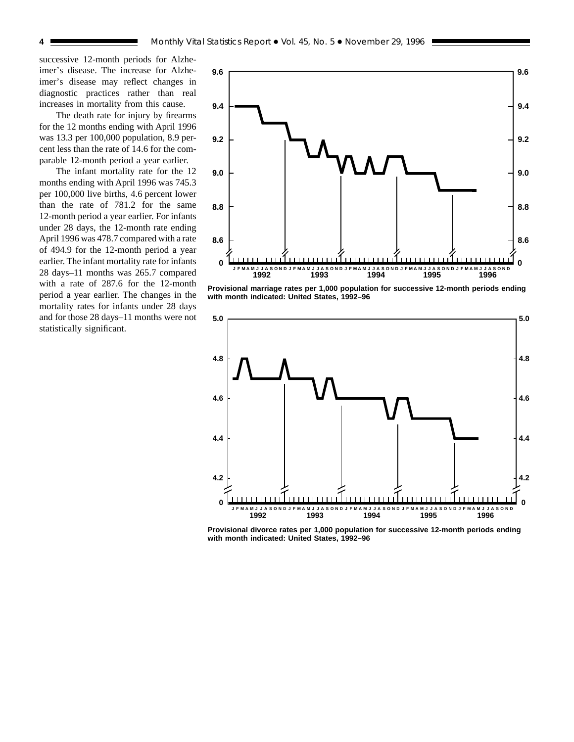successive 12-month periods for Alzheimer's disease. The increase for Alzheimer's disease may reflect changes in diagnostic practices rather than real increases in mortality from this cause.

The death rate for injury by firearms for the 12 months ending with April 1996 was 13.3 per 100,000 population, 8.9 percent less than the rate of 14.6 for the comparable 12-month period a year earlier.

The infant mortality rate for the 12 months ending with April 1996 was 745.3 per 100,000 live births, 4.6 percent lower than the rate of 781.2 for the same 12-month period a year earlier. For infants under 28 days, the 12-month rate ending April 1996 was 478.7 compared with a rate of 494.9 for the 12-month period a year earlier. The infant mortality rate for infants 28 days–11 months was 265.7 compared with a rate of 287.6 for the 12-month period a year earlier. The changes in the mortality rates for infants under 28 days and for those 28 days–11 months were not statistically significant.

**Provisional marriage rates per 1,000 population for successive 12-month periods ending with month indicated: United States, 1992–96**

**Provisional divorce rates per 1,000 population for successive 12-month periods ending with month indicated: United States, 1992–96**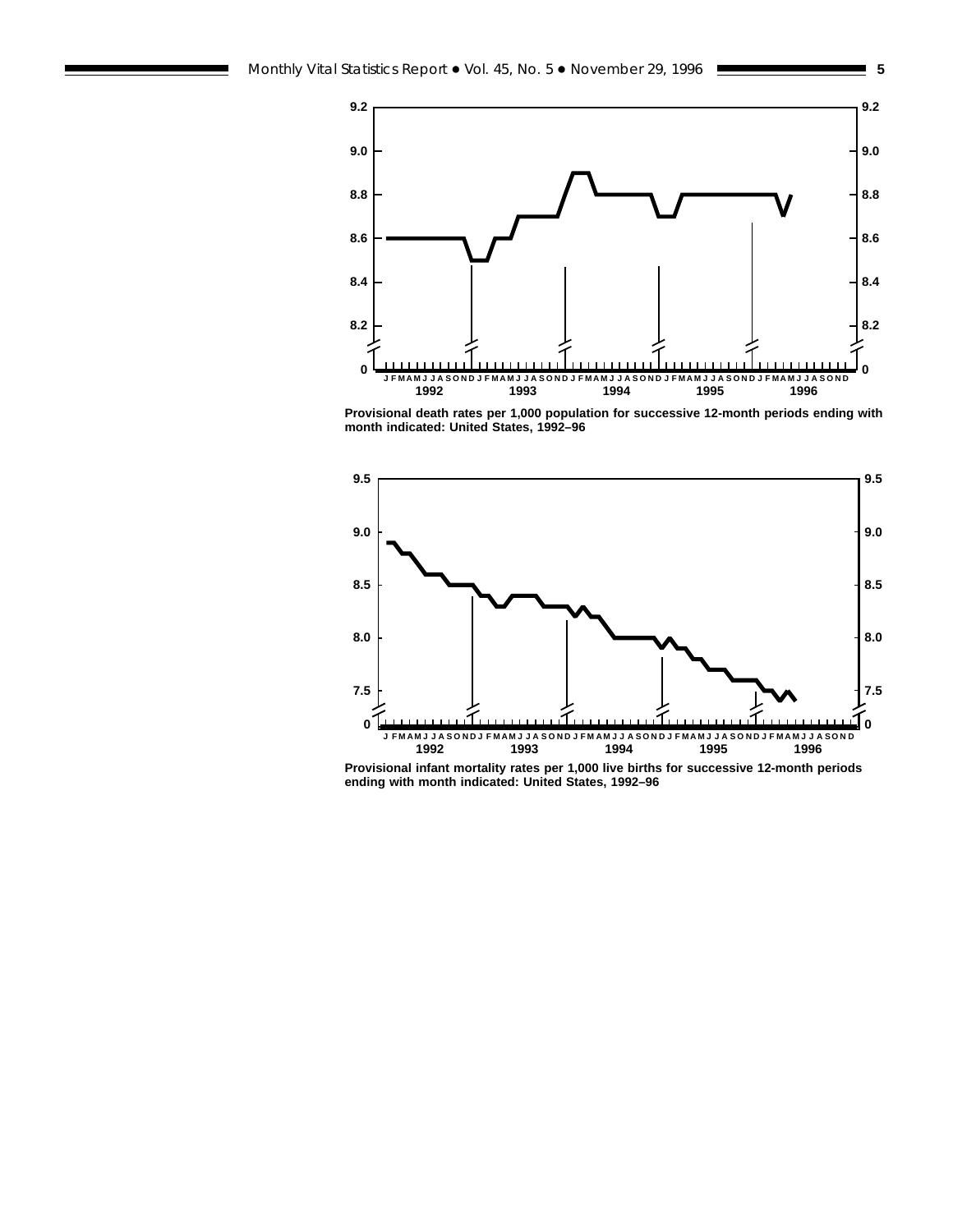Provisional death rates per 1,000 population for successive 12-month periods ending with month indicated: United States, 1992–96

Provisional infant mortality rates per 1,000 live births for successive 12-month periods ending with month indicated: United States, 1992–96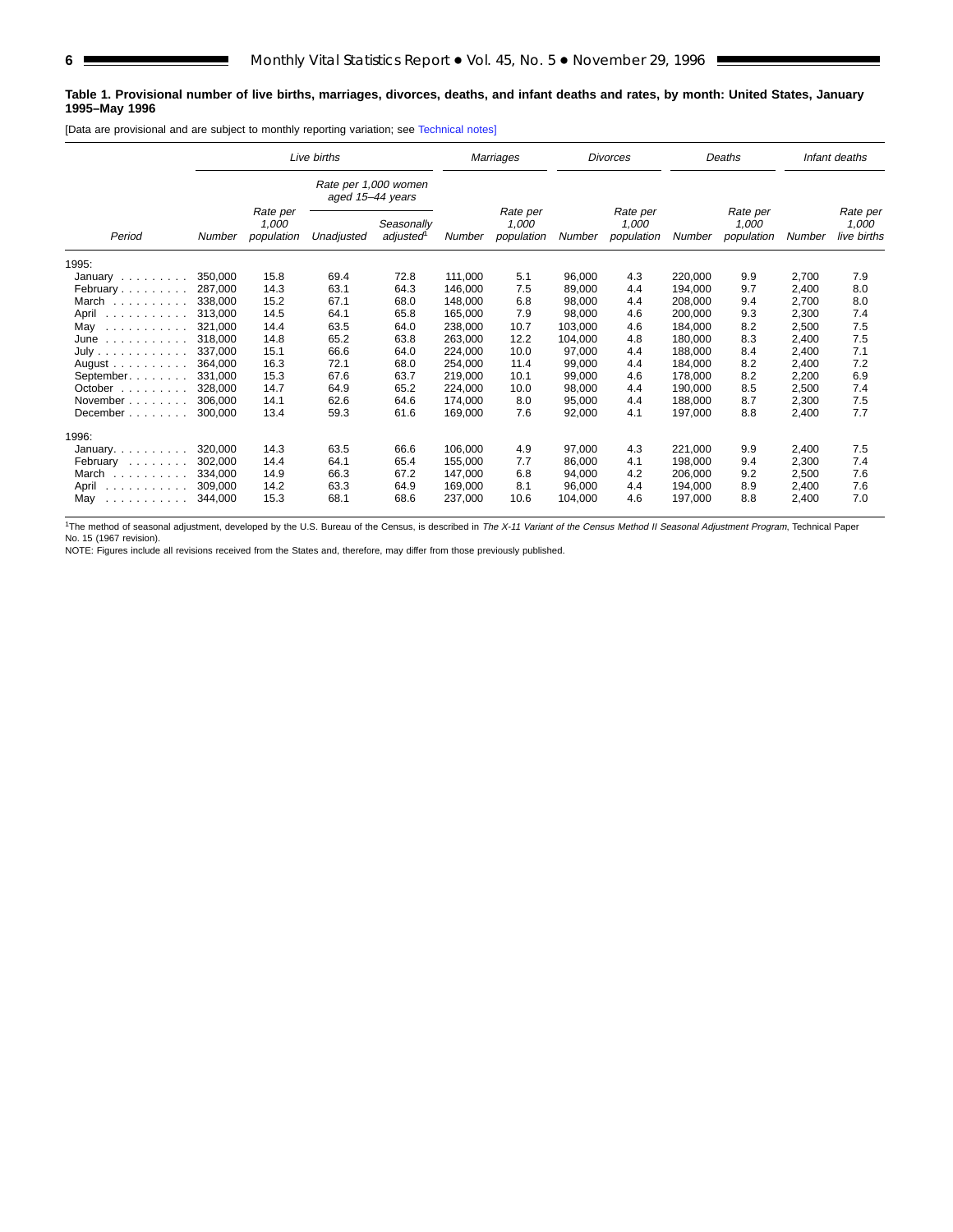**Table 1. Provisional number of live births, marriages, divorces, deaths, and infant deaths and rates, by month: United States, January 1995–May 1996**

[Data are provisional and are subject to monthly reporting variation; see Technical notes]

| Period | Live births | | | | Marriages | | Divorces | | Deaths | | Infant deaths | |
|---|---|---|---|---|---|---|---|---|---|---|---|---|
| | | | Rate per 1,000 women aged 15–44 years | | | | | | | | | |
| | Number | Rate per 1,000 population | Unadjusted | Seasonally adjusted[1] | Number | Rate per 1,000 population | Number | Rate per 1,000 population | Number | Rate per 1,000 population | Number | Rate per 1,000 live births |
| 1995: | | | | | | | | | | | | |
| January | 350,000 | 15.8 | 69.4 | 72.8 | 111,000 | 5.1 | 96,000 | 4.3 | 220,000 | 9.9 | 2,700 | 7.9 |
| February | 287,000 | 14.3 | 63.1 | 64.3 | 146,000 | 7.5 | 89,000 | 4.4 | 194,000 | 9.7 | 2,400 | 8.0 |
| March | 338,000 | 15.2 | 67.1 | 68.0 | 148,000 | 6.8 | 98,000 | 4.4 | 208,000 | 9.4 | 2,700 | 8.0 |
| April | 313,000 | 14.5 | 64.1 | 65.8 | 165,000 | 7.9 | 98,000 | 4.6 | 200,000 | 9.3 | 2,300 | 7.4 |
| May | 321,000 | 14.4 | 63.5 | 64.0 | 238,000 | 10.7 | 103,000 | 4.6 | 184,000 | 8.2 | 2,500 | 7.5 |
| June | 318,000 | 14.8 | 65.2 | 63.8 | 263,000 | 12.2 | 104,000 | 4.8 | 180,000 | 8.3 | 2,400 | 7.5 |
| July | 337,000 | 15.1 | 66.6 | 64.0 | 224,000 | 10.0 | 97,000 | 4.4 | 188,000 | 8.4 | 2,400 | 7.1 |
| August | 364,000 | 16.3 | 72.1 | 68.0 | 254,000 | 11.4 | 99,000 | 4.4 | 184,000 | 8.2 | 2,400 | 7.2 |
| September | 331,000 | 15.3 | 67.6 | 63.7 | 219,000 | 10.1 | 99,000 | 4.6 | 178,000 | 8.2 | 2,200 | 6.9 |
| October | 328,000 | 14.7 | 64.9 | 65.2 | 224,000 | 10.0 | 98,000 | 4.4 | 190,000 | 8.5 | 2,500 | 7.4 |
| November | 306,000 | 14.1 | 62.6 | 64.6 | 174,000 | 8.0 | 95,000 | 4.4 | 188,000 | 8.7 | 2,300 | 7.5 |
| December | 300,000 | 13.4 | 59.3 | 61.6 | 169,000 | 7.6 | 92,000 | 4.1 | 197,000 | 8.8 | 2,400 | 7.7 |
| 1996: | | | | | | | | | | | | |
| January | 320,000 | 14.3 | 63.5 | 66.6 | 106,000 | 4.9 | 97,000 | 4.3 | 221,000 | 9.9 | 2,400 | 7.5 |
| February | 302,000 | 14.4 | 64.1 | 65.4 | 155,000 | 7.7 | 86,000 | 4.1 | 198,000 | 9.4 | 2,300 | 7.4 |
| March | 334,000 | 14.9 | 66.3 | 67.2 | 147,000 | 6.8 | 94,000 | 4.2 | 206,000 | 9.2 | 2,500 | 7.6 |
| April | 309,000 | 14.2 | 63.3 | 64.9 | 169,000 | 8.1 | 96,000 | 4.4 | 194,000 | 8.9 | 2,400 | 7.6 |
| May | 344,000 | 15.3 | 68.1 | 68.6 | 237,000 | 10.6 | 104,000 | 4.6 | 197,000 | 8.8 | 2,400 | 7.0 |

[1]The method of seasonal adjustment, developed by the U.S. Bureau of the Census, is described in *The X-11 Variant of the Census Method II Seasonal Adjustment Program*, Technical Paper No. 15 (1967 revision).

NOTE: Figures include all revisions received from the States and, therefore, may differ from those previously published.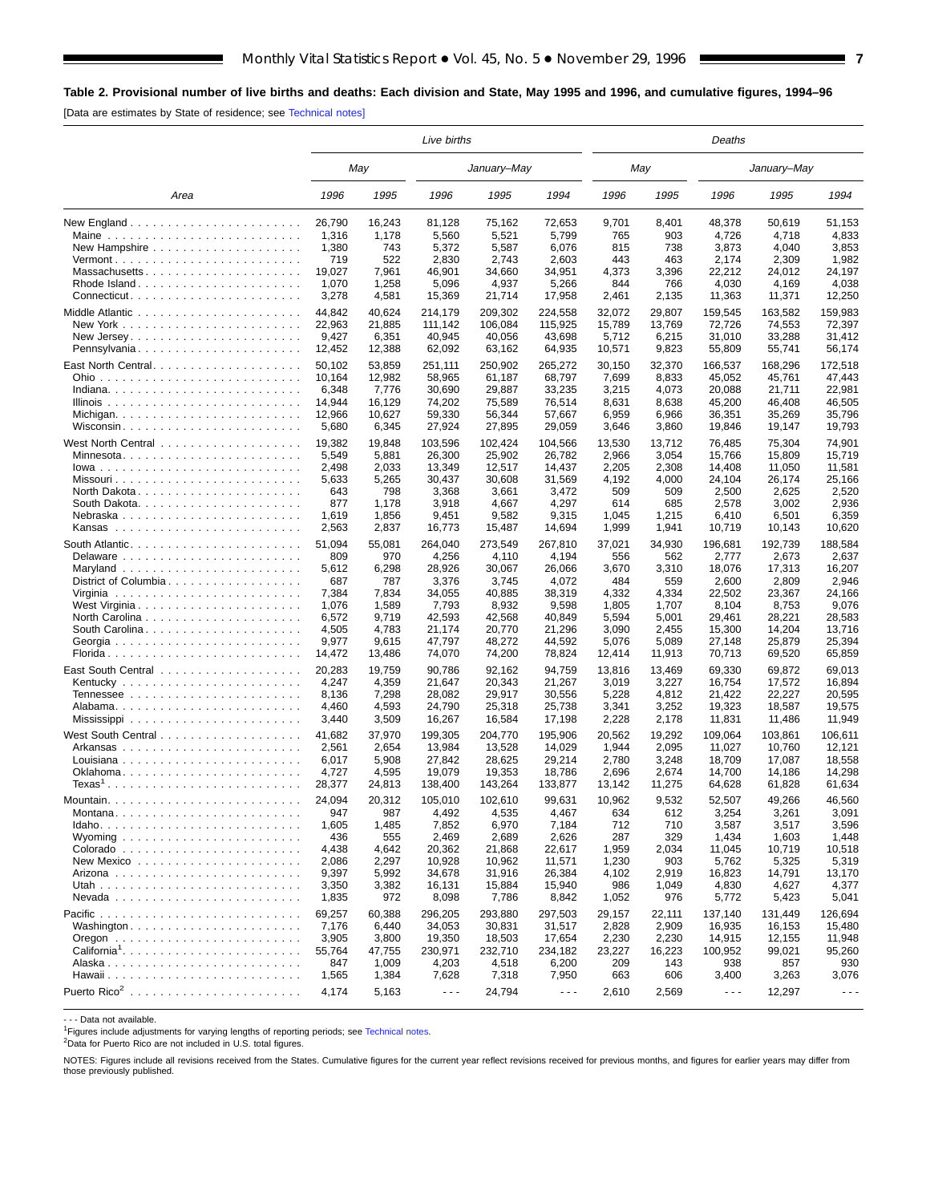## Table 2. Provisional number of live births and deaths: Each division and State, May 1995 and 1996, and cumulative figures, 1994–96

[Data are estimates by State of residence; see Technical notes]

| Area | Live births | | | | | Deaths | | | | |
|---|---|---|---|---|---|---|---|---|---|---|
| | May | | January–May | | | May | | January–May | | |
| | 1996 | 1995 | 1996 | 1995 | 1994 | 1996 | 1995 | 1996 | 1995 | 1994 |
| New England | 26,790 | 16,243 | 81,128 | 75,162 | 72,653 | 9,701 | 8,401 | 48,378 | 50,619 | 51,153 |
| Maine | 1,316 | 1,178 | 5,560 | 5,521 | 5,799 | 765 | 903 | 4,726 | 4,718 | 4,833 |
| New Hampshire | 1,380 | 743 | 5,372 | 5,587 | 6,076 | 815 | 738 | 3,873 | 4,040 | 3,853 |
| Vermont | 719 | 522 | 2,830 | 2,743 | 2,603 | 443 | 463 | 2,174 | 2,309 | 1,982 |
| Massachusetts | 19,027 | 7,961 | 46,901 | 34,660 | 34,951 | 4,373 | 3,396 | 22,212 | 24,012 | 24,197 |
| Rhode Island | 1,070 | 1,258 | 5,096 | 4,937 | 5,266 | 844 | 766 | 4,030 | 4,169 | 4,038 |
| Connecticut | 3,278 | 4,581 | 15,369 | 21,714 | 17,958 | 2,461 | 2,135 | 11,363 | 11,371 | 12,250 |
| Middle Atlantic | 44,842 | 40,624 | 214,179 | 209,302 | 224,558 | 32,072 | 29,807 | 159,545 | 163,582 | 159,983 |
| New York | 22,963 | 21,885 | 111,142 | 106,084 | 115,925 | 15,789 | 13,769 | 72,726 | 74,553 | 72,397 |
| New Jersey | 9,427 | 6,351 | 40,945 | 40,056 | 43,698 | 5,712 | 6,215 | 31,010 | 33,288 | 31,412 |
| Pennsylvania | 12,452 | 12,388 | 62,092 | 63,162 | 64,935 | 10,571 | 9,823 | 55,809 | 55,741 | 56,174 |
| East North Central | 50,102 | 53,859 | 251,111 | 250,902 | 265,272 | 30,150 | 32,370 | 166,537 | 168,296 | 172,518 |
| Ohio | 10,164 | 12,982 | 58,965 | 61,187 | 68,797 | 7,699 | 8,833 | 45,052 | 45,761 | 47,443 |
| Indiana | 6,348 | 7,776 | 30,690 | 29,887 | 33,235 | 3,215 | 4,073 | 20,088 | 21,711 | 22,981 |
| Illinois | 14,944 | 16,129 | 74,202 | 75,589 | 76,514 | 8,631 | 8,638 | 45,200 | 46,408 | 46,505 |
| Michigan | 12,966 | 10,627 | 59,330 | 56,344 | 57,667 | 6,959 | 6,966 | 36,351 | 35,269 | 35,796 |
| Wisconsin | 5,680 | 6,345 | 27,924 | 27,895 | 29,059 | 3,646 | 3,860 | 19,846 | 19,147 | 19,793 |
| West North Central | 19,382 | 19,848 | 103,596 | 102,424 | 104,566 | 13,530 | 13,712 | 76,485 | 75,304 | 74,901 |
| Minnesota | 5,549 | 5,881 | 26,300 | 25,902 | 26,782 | 2,966 | 3,054 | 15,766 | 15,809 | 15,719 |
| Iowa | 2,498 | 2,033 | 13,349 | 12,517 | 14,437 | 2,205 | 2,308 | 14,408 | 11,050 | 11,581 |
| Missouri | 5,633 | 5,265 | 30,437 | 30,608 | 31,569 | 4,192 | 4,000 | 24,104 | 26,174 | 25,166 |
| North Dakota | 643 | 798 | 3,368 | 3,661 | 3,472 | 509 | 509 | 2,500 | 2,625 | 2,520 |
| South Dakota | 877 | 1,178 | 3,918 | 4,667 | 4,297 | 614 | 685 | 2,578 | 3,002 | 2,936 |
| Nebraska | 1,619 | 1,856 | 9,451 | 9,582 | 9,315 | 1,045 | 1,215 | 6,410 | 6,501 | 6,359 |
| Kansas | 2,563 | 2,837 | 16,773 | 15,487 | 14,694 | 1,999 | 1,941 | 10,719 | 10,143 | 10,620 |
| South Atlantic | 51,094 | 55,081 | 264,040 | 273,549 | 267,810 | 37,021 | 34,930 | 196,681 | 192,739 | 188,584 |
| Delaware | 809 | 970 | 4,256 | 4,110 | 4,194 | 556 | 562 | 2,777 | 2,673 | 2,637 |
| Maryland | 5,612 | 6,298 | 28,926 | 30,067 | 26,066 | 3,670 | 3,310 | 18,076 | 17,313 | 16,207 |
| District of Columbia | 687 | 787 | 3,376 | 3,745 | 4,072 | 484 | 559 | 2,600 | 2,809 | 2,946 |
| Virginia | 7,384 | 7,834 | 34,055 | 40,885 | 38,319 | 4,332 | 4,334 | 22,502 | 23,367 | 24,166 |
| West Virginia | 1,076 | 1,589 | 7,793 | 8,932 | 9,598 | 1,805 | 1,707 | 8,104 | 8,753 | 9,076 |
| North Carolina | 6,572 | 9,719 | 42,593 | 42,568 | 40,849 | 5,594 | 5,001 | 29,461 | 28,221 | 28,583 |
| South Carolina | 4,505 | 4,783 | 21,174 | 20,770 | 21,296 | 3,090 | 2,455 | 15,300 | 14,204 | 13,716 |
| Georgia | 9,977 | 9,615 | 47,797 | 48,272 | 44,592 | 5,076 | 5,089 | 27,148 | 25,879 | 25,394 |
| Florida | 14,472 | 13,486 | 74,070 | 74,200 | 78,824 | 12,414 | 11,913 | 70,713 | 69,520 | 65,859 |
| East South Central | 20,283 | 19,759 | 90,786 | 92,162 | 94,759 | 13,816 | 13,469 | 69,330 | 69,872 | 69,013 |
| Kentucky | 4,247 | 4,359 | 21,647 | 20,343 | 21,267 | 3,019 | 3,227 | 16,754 | 17,572 | 16,894 |
| Tennessee | 8,136 | 7,298 | 28,082 | 29,917 | 30,556 | 5,228 | 4,812 | 21,422 | 22,227 | 20,595 |
| Alabama | 4,460 | 4,593 | 24,790 | 25,318 | 25,738 | 3,341 | 3,252 | 19,323 | 18,587 | 19,575 |
| Mississippi | 3,440 | 3,509 | 16,267 | 16,584 | 17,198 | 2,228 | 2,178 | 11,831 | 11,486 | 11,949 |
| West South Central | 41,682 | 37,970 | 199,305 | 204,770 | 195,906 | 20,562 | 19,292 | 109,064 | 103,861 | 106,611 |
| Arkansas | 2,561 | 2,654 | 13,984 | 13,528 | 14,029 | 1,944 | 2,095 | 11,027 | 10,760 | 12,121 |
| Louisiana | 6,017 | 5,908 | 27,842 | 28,625 | 29,214 | 2,780 | 3,248 | 18,709 | 17,087 | 18,558 |
| Oklahoma | 4,727 | 4,595 | 19,079 | 19,353 | 18,786 | 2,696 | 2,674 | 14,700 | 14,186 | 14,298 |
| Texas[1] | 28,377 | 24,813 | 138,400 | 143,264 | 133,877 | 13,142 | 11,275 | 64,628 | 61,828 | 61,634 |
| Mountain | 24,094 | 20,312 | 105,010 | 102,610 | 99,631 | 10,962 | 9,532 | 52,507 | 49,266 | 46,560 |
| Montana | 947 | 987 | 4,492 | 4,535 | 4,467 | 634 | 612 | 3,254 | 3,261 | 3,091 |
| Idaho | 1,605 | 1,485 | 7,852 | 6,970 | 7,184 | 712 | 710 | 3,587 | 3,517 | 3,596 |
| Wyoming | 436 | 555 | 2,469 | 2,689 | 2,626 | 287 | 329 | 1,434 | 1,603 | 1,448 |
| Colorado | 4,438 | 4,642 | 20,362 | 21,868 | 22,617 | 1,959 | 2,034 | 11,045 | 10,719 | 10,518 |
| New Mexico | 2,086 | 2,297 | 10,928 | 10,962 | 11,571 | 1,230 | 903 | 5,762 | 5,325 | 5,319 |
| Arizona | 9,397 | 5,992 | 34,678 | 31,916 | 26,384 | 4,102 | 2,919 | 16,823 | 14,791 | 13,170 |
| Utah | 3,350 | 3,382 | 16,131 | 15,884 | 15,940 | 986 | 1,049 | 4,830 | 4,627 | 4,377 |
| Nevada | 1,835 | 972 | 8,098 | 7,786 | 8,842 | 1,052 | 976 | 5,772 | 5,423 | 5,041 |
| Pacific | 69,257 | 60,388 | 296,205 | 293,880 | 297,503 | 29,157 | 22,111 | 137,140 | 131,449 | 126,694 |
| Washington | 7,176 | 6,440 | 34,053 | 30,831 | 31,517 | 2,828 | 2,909 | 16,935 | 16,153 | 15,480 |
| Oregon | 3,905 | 3,800 | 19,350 | 18,503 | 17,654 | 2,230 | 2,230 | 14,915 | 12,155 | 11,948 |
| California[1] | 55,764 | 47,755 | 230,971 | 232,710 | 234,182 | 23,227 | 16,223 | 100,952 | 99,021 | 95,260 |
| Alaska | 847 | 1,009 | 4,203 | 4,518 | 6,200 | 209 | 143 | 938 | 857 | 930 |
| Hawaii | 1,565 | 1,384 | 7,628 | 7,318 | 7,950 | 663 | 606 | 3,400 | 3,263 | 3,076 |
| Puerto Rico[2] | 4,174 | 5,163 | - - - | 24,794 | - - - | 2,610 | 2,569 | - - - | 12,297 | - - - |

- - - Data not available.

[1]Figures include adjustments for varying lengths of reporting periods; see Technical notes.

[2]Data for Puerto Rico are not included in U.S. total figures.

NOTES: Figures include all revisions received from the States. Cumulative figures for the current year reflect revisions received for previous months, and figures for earlier years may differ from those previously published.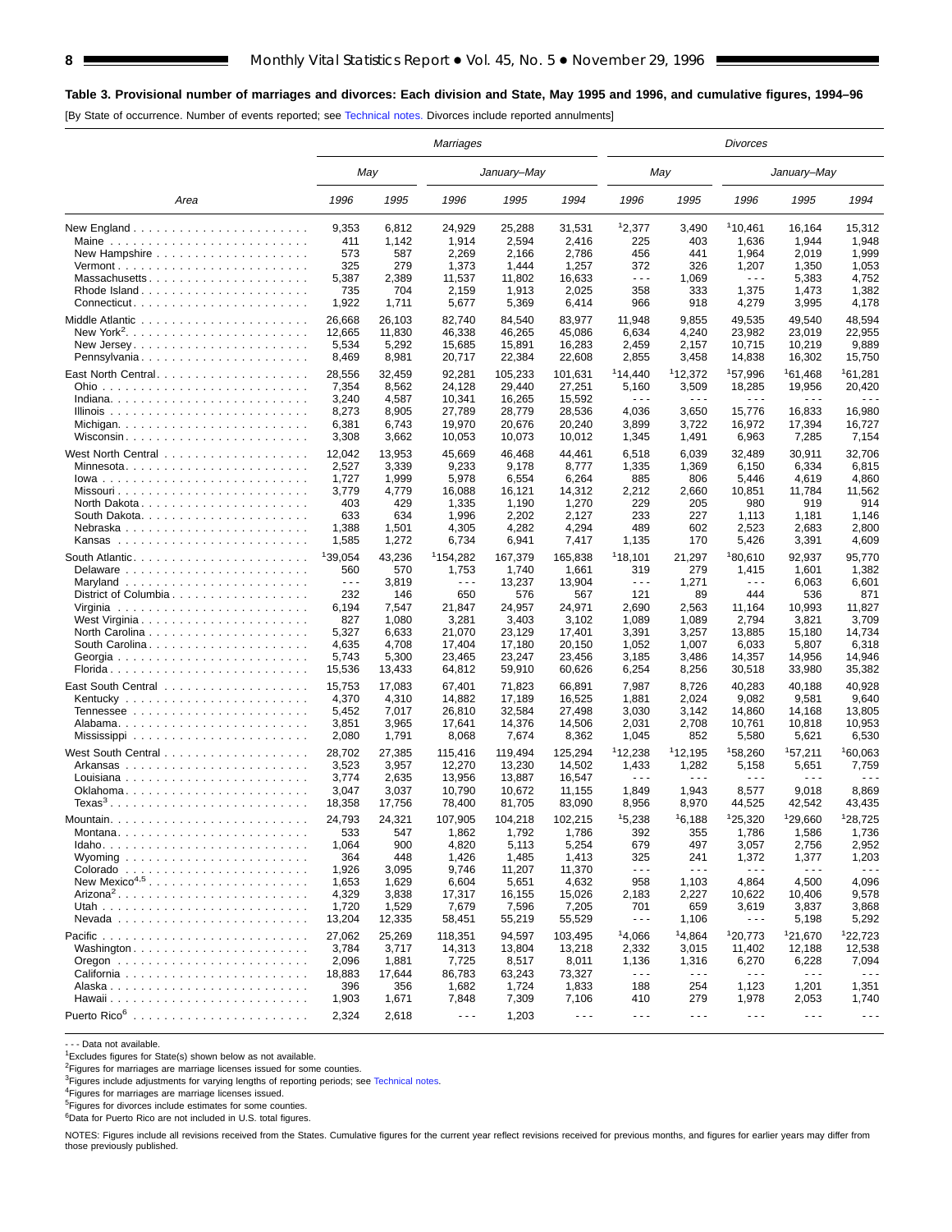## Table 3. Provisional number of marriages and divorces: Each division and State, May 1995 and 1996, and cumulative figures, 1994–96

[By State of occurrence. Number of events reported; see Technical notes. Divorces include reported annulments]

| Area | Marriages | | | | | Divorces | | | | |
|---|---|---|---|---|---|---|---|---|---|---|
| | May | | January–May | | | May | | January–May | | |
| | 1996 | 1995 | 1996 | 1995 | 1994 | 1996 | 1995 | 1996 | 1995 | 1994 |
| New England | 9,353 | 6,812 | 24,929 | 25,288 | 31,531 | [1]2,377 | 3,490 | [1]10,461 | 16,164 | 15,312 |
| Maine | 411 | 1,142 | 1,914 | 2,594 | 2,416 | 225 | 403 | 1,636 | 1,944 | 1,948 |
| New Hampshire | 573 | 587 | 2,269 | 2,166 | 2,786 | 456 | 441 | 1,964 | 2,019 | 1,999 |
| Vermont | 325 | 279 | 1,373 | 1,444 | 1,257 | 372 | 326 | 1,207 | 1,350 | 1,053 |
| Massachusetts | 5,387 | 2,389 | 11,537 | 11,802 | 16,633 | - - - | 1,069 | - - - | 5,383 | 4,752 |
| Rhode Island | 735 | 704 | 2,159 | 1,913 | 2,025 | 358 | 333 | 1,375 | 1,473 | 1,382 |
| Connecticut | 1,922 | 1,711 | 5,677 | 5,369 | 6,414 | 966 | 918 | 4,279 | 3,995 | 4,178 |
| Middle Atlantic | 26,668 | 26,103 | 82,740 | 84,540 | 83,977 | 11,948 | 9,855 | 49,535 | 49,540 | 48,594 |
| New York[2] | 12,665 | 11,830 | 46,338 | 46,265 | 45,086 | 6,634 | 4,240 | 23,982 | 23,019 | 22,955 |
| New Jersey | 5,534 | 5,292 | 15,685 | 15,891 | 16,283 | 2,459 | 2,157 | 10,715 | 10,219 | 9,889 |
| Pennsylvania | 8,469 | 8,981 | 20,717 | 22,384 | 22,608 | 2,855 | 3,458 | 14,838 | 16,302 | 15,750 |
| East North Central | 28,556 | 32,459 | 92,281 | 105,233 | 101,631 | [1]14,440 | [1]12,372 | [1]57,996 | [1]61,468 | [1]61,281 |
| Ohio | 7,354 | 8,562 | 24,128 | 29,440 | 27,251 | 5,160 | 3,509 | 18,285 | 19,956 | 20,420 |
| Indiana | 3,240 | 4,587 | 10,341 | 16,265 | 15,592 | - - - | - - - | - - - | - - - | - - - |
| Illinois | 8,273 | 8,905 | 27,789 | 28,779 | 28,536 | 4,036 | 3,650 | 15,776 | 16,833 | 16,980 |
| Michigan | 6,381 | 6,743 | 19,970 | 20,676 | 20,240 | 3,899 | 3,722 | 16,972 | 17,394 | 16,727 |
| Wisconsin | 3,308 | 3,662 | 10,053 | 10,073 | 10,012 | 1,345 | 1,491 | 6,963 | 7,285 | 7,154 |
| West North Central | 12,042 | 13,953 | 45,669 | 46,468 | 44,461 | 6,518 | 6,039 | 32,489 | 30,911 | 32,706 |
| Minnesota | 2,527 | 3,339 | 9,233 | 9,178 | 8,777 | 1,335 | 1,369 | 6,150 | 6,334 | 6,815 |
| Iowa | 1,727 | 1,999 | 5,978 | 6,554 | 6,264 | 885 | 806 | 5,446 | 4,619 | 4,860 |
| Missouri | 3,779 | 4,779 | 16,088 | 16,121 | 14,312 | 2,212 | 2,660 | 10,851 | 11,784 | 11,562 |
| North Dakota | 403 | 429 | 1,335 | 1,190 | 1,270 | 229 | 205 | 980 | 919 | 914 |
| South Dakota | 633 | 634 | 1,996 | 2,202 | 2,127 | 233 | 227 | 1,113 | 1,181 | 1,146 |
| Nebraska | 1,388 | 1,501 | 4,305 | 4,282 | 4,294 | 489 | 602 | 2,523 | 2,683 | 2,800 |
| Kansas | 1,585 | 1,272 | 6,734 | 6,941 | 7,417 | 1,135 | 170 | 5,426 | 3,391 | 4,609 |
| South Atlantic | [1]39,054 | 43,236 | [1]154,282 | 167,379 | 165,838 | [1]18,101 | 21,297 | [1]80,610 | 92,937 | 95,770 |
| Delaware | 560 | 570 | 1,753 | 1,740 | 1,661 | 319 | 279 | 1,415 | 1,601 | 1,382 |
| Maryland | - - - | 3,819 | - - - | 13,237 | 13,904 | - - - | 1,271 | - - - | 6,063 | 6,601 |
| District of Columbia | 232 | 146 | 650 | 576 | 567 | 121 | 89 | 444 | 536 | 871 |
| Virginia | 6,194 | 7,547 | 21,847 | 24,957 | 24,971 | 2,690 | 2,563 | 11,164 | 10,993 | 11,827 |
| West Virginia | 827 | 1,080 | 3,281 | 3,403 | 3,102 | 1,089 | 1,089 | 2,794 | 3,821 | 3,709 |
| North Carolina | 5,327 | 6,633 | 21,070 | 23,129 | 17,401 | 3,391 | 3,257 | 13,885 | 15,180 | 14,734 |
| South Carolina | 4,635 | 4,708 | 17,404 | 17,180 | 20,150 | 1,052 | 1,007 | 6,033 | 5,807 | 6,318 |
| Georgia | 5,743 | 5,300 | 23,465 | 23,247 | 23,456 | 3,185 | 3,486 | 14,357 | 14,956 | 14,946 |
| Florida | 15,536 | 13,433 | 64,812 | 59,910 | 60,626 | 6,254 | 8,256 | 30,518 | 33,980 | 35,382 |
| East South Central | 15,753 | 17,083 | 67,401 | 71,823 | 66,891 | 7,987 | 8,726 | 40,283 | 40,188 | 40,928 |
| Kentucky | 4,370 | 4,310 | 14,882 | 17,189 | 16,525 | 1,881 | 2,024 | 9,082 | 9,581 | 9,640 |
| Tennessee | 5,452 | 7,017 | 26,810 | 32,584 | 27,498 | 3,030 | 3,142 | 14,860 | 14,168 | 13,805 |
| Alabama | 3,851 | 3,965 | 17,641 | 14,376 | 14,506 | 2,031 | 2,708 | 10,761 | 10,818 | 10,953 |
| Mississippi | 2,080 | 1,791 | 8,068 | 7,674 | 8,362 | 1,045 | 852 | 5,580 | 5,621 | 6,530 |
| West South Central | 28,702 | 27,385 | 115,416 | 119,494 | 125,294 | [1]12,238 | [1]12,195 | [1]58,260 | [1]57,211 | [1]60,063 |
| Arkansas | 3,523 | 3,957 | 12,270 | 13,230 | 14,502 | 1,433 | 1,282 | 5,158 | 5,651 | 7,759 |
| Louisiana | 3,774 | 2,635 | 13,956 | 13,887 | 16,547 | - - - | - - - | - - - | - - - | - - - |
| Oklahoma | 3,047 | 3,037 | 10,790 | 10,672 | 11,155 | 1,849 | 1,943 | 8,577 | 9,018 | 8,869 |
| Texas[3] | 18,358 | 17,756 | 78,400 | 81,705 | 83,090 | 8,956 | 8,970 | 44,525 | 42,542 | 43,435 |
| Mountain | 24,793 | 24,321 | 107,905 | 104,218 | 102,215 | [1]5,238 | [1]6,188 | [1]25,320 | [1]29,660 | [1]28,725 |
| Montana | 533 | 547 | 1,862 | 1,792 | 1,786 | 392 | 355 | 1,786 | 1,586 | 1,736 |
| Idaho | 1,064 | 900 | 4,820 | 5,113 | 5,254 | 679 | 497 | 3,057 | 2,756 | 2,952 |
| Wyoming | 364 | 448 | 1,426 | 1,485 | 1,413 | 325 | 241 | 1,372 | 1,377 | 1,203 |
| Colorado | 1,926 | 3,095 | 9,746 | 11,207 | 11,370 | - - - | - - - | - - - | - - - | - - - |
| New Mexico[4,5] | 1,653 | 1,629 | 6,604 | 5,651 | 4,632 | 958 | 1,103 | 4,864 | 4,500 | 4,096 |
| Arizona[2] | 4,329 | 3,838 | 17,317 | 16,155 | 15,026 | 2,183 | 2,227 | 10,622 | 10,406 | 9,578 |
| Utah | 1,720 | 1,529 | 7,679 | 7,596 | 7,205 | 701 | 659 | 3,619 | 3,837 | 3,868 |
| Nevada | 13,204 | 12,335 | 58,451 | 55,219 | 55,529 | - - - | 1,106 | - - - | 5,198 | 5,292 |
| Pacific | 27,062 | 25,269 | 118,351 | 94,597 | 103,495 | [1]4,066 | [1]4,864 | [1]20,773 | [1]21,670 | [1]22,723 |
| Washington | 3,784 | 3,717 | 14,313 | 13,804 | 13,218 | 2,332 | 3,015 | 11,402 | 12,188 | 12,538 |
| Oregon | 2,096 | 1,881 | 7,725 | 8,517 | 8,011 | 1,136 | 1,316 | 6,270 | 6,228 | 7,094 |
| California | 18,883 | 17,644 | 86,783 | 63,243 | 73,327 | - - - | - - - | - - - | - - - | - - - |
| Alaska | 396 | 356 | 1,682 | 1,724 | 1,833 | 188 | 254 | 1,123 | 1,201 | 1,351 |
| Hawaii | 1,903 | 1,671 | 7,848 | 7,309 | 7,106 | 410 | 279 | 1,978 | 2,053 | 1,740 |
| Puerto Rico[6] | 2,324 | 2,618 | - - - | 1,203 | - - - | - - - | - - - | - - - | - - - | - - - |

- - - Data not available.

[1]Excludes figures for State(s) shown below as not available.

[2]Figures for marriages are marriage licenses issued for some counties.

[3]Figures include adjustments for varying lengths of reporting periods; see Technical notes.

[4]Figures for marriages are marriage licenses issued.

[5]Figures for divorces include estimates for some counties.

[6]Data for Puerto Rico are not included in U.S. total figures.

NOTES: Figures include all revisions received from the States. Cumulative figures for the current year reflect revisions received for previous months, and figures for earlier years may differ from those previously published.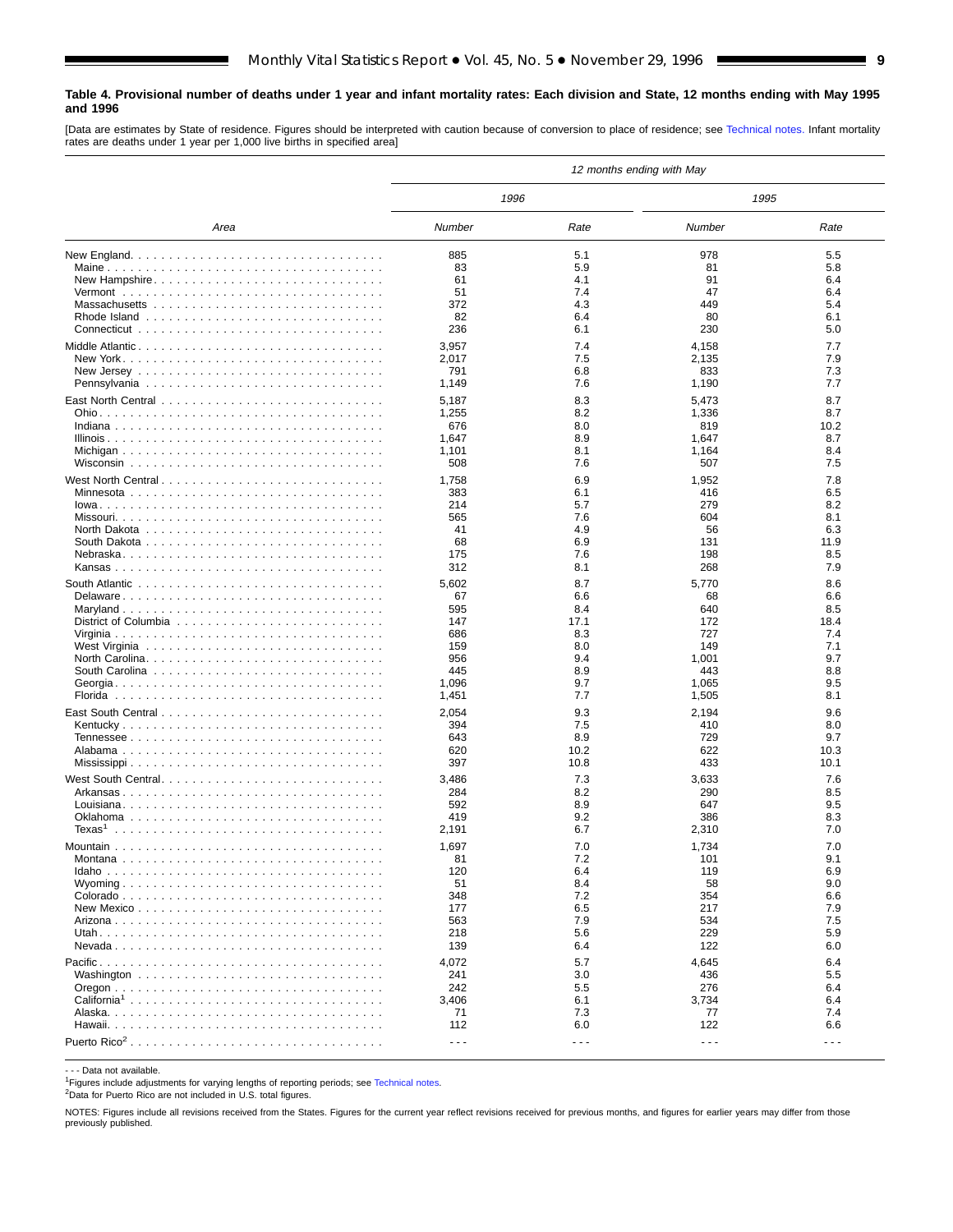**Table 4. Provisional number of deaths under 1 year and infant mortality rates: Each division and State, 12 months ending with May 1995 and 1996**

[Data are estimates by State of residence. Figures should be interpreted with caution because of conversion to place of residence; see Technical notes. Infant mortality rates are deaths under 1 year per 1,000 live births in specified area]

| Area | 12 months ending with May | | | |
|---|---|---|---|---|
| | 1996 | | 1995 | |
| | Number | Rate | Number | Rate |
| New England | 885 | 5.1 | 978 | 5.5 |
| Maine | 83 | 5.9 | 81 | 5.8 |
| New Hampshire | 61 | 4.1 | 91 | 6.4 |
| Vermont | 51 | 7.4 | 47 | 6.4 |
| Massachusetts | 372 | 4.3 | 449 | 5.4 |
| Rhode Island | 82 | 6.4 | 80 | 6.1 |
| Connecticut | 236 | 6.1 | 230 | 5.0 |
| Middle Atlantic | 3,957 | 7.4 | 4,158 | 7.7 |
| New York | 2,017 | 7.5 | 2,135 | 7.9 |
| New Jersey | 791 | 6.8 | 833 | 7.3 |
| Pennsylvania | 1,149 | 7.6 | 1,190 | 7.7 |
| East North Central | 5,187 | 8.3 | 5,473 | 8.7 |
| Ohio | 1,255 | 8.2 | 1,336 | 8.7 |
| Indiana | 676 | 8.0 | 819 | 10.2 |
| Illinois | 1,647 | 8.9 | 1,647 | 8.7 |
| Michigan | 1,101 | 8.1 | 1,164 | 8.4 |
| Wisconsin | 508 | 7.6 | 507 | 7.5 |
| West North Central | 1,758 | 6.9 | 1,952 | 7.8 |
| Minnesota | 383 | 6.1 | 416 | 6.5 |
| Iowa | 214 | 5.7 | 279 | 8.2 |
| Missouri | 565 | 7.6 | 604 | 8.1 |
| North Dakota | 41 | 4.9 | 56 | 6.3 |
| South Dakota | 68 | 6.9 | 131 | 11.9 |
| Nebraska | 175 | 7.6 | 198 | 8.5 |
| Kansas | 312 | 8.1 | 268 | 7.9 |
| South Atlantic | 5,602 | 8.7 | 5,770 | 8.6 |
| Delaware | 67 | 6.6 | 68 | 6.6 |
| Maryland | 595 | 8.4 | 640 | 8.5 |
| District of Columbia | 147 | 17.1 | 172 | 18.4 |
| Virginia | 686 | 8.3 | 727 | 7.4 |
| West Virginia | 159 | 8.0 | 149 | 7.1 |
| North Carolina | 956 | 9.4 | 1,001 | 9.7 |
| South Carolina | 445 | 8.9 | 443 | 8.8 |
| Georgia | 1,096 | 9.7 | 1,065 | 9.5 |
| Florida | 1,451 | 7.7 | 1,505 | 8.1 |
| East South Central | 2,054 | 9.3 | 2,194 | 9.6 |
| Kentucky | 394 | 7.5 | 410 | 8.0 |
| Tennessee | 643 | 8.9 | 729 | 9.7 |
| Alabama | 620 | 10.2 | 622 | 10.3 |
| Mississippi | 397 | 10.8 | 433 | 10.1 |
| West South Central | 3,486 | 7.3 | 3,633 | 7.6 |
| Arkansas | 284 | 8.2 | 290 | 8.5 |
| Louisiana | 592 | 8.9 | 647 | 9.5 |
| Oklahoma | 419 | 9.2 | 386 | 8.3 |
| Texas[1] | 2,191 | 6.7 | 2,310 | 7.0 |
| Mountain | 1,697 | 7.0 | 1,734 | 7.0 |
| Montana | 81 | 7.2 | 101 | 9.1 |
| Idaho | 120 | 6.4 | 119 | 6.9 |
| Wyoming | 51 | 8.4 | 58 | 9.0 |
| Colorado | 348 | 7.2 | 354 | 6.6 |
| New Mexico | 177 | 6.5 | 217 | 7.9 |
| Arizona | 563 | 7.9 | 534 | 7.5 |
| Utah | 218 | 5.6 | 229 | 5.9 |
| Nevada | 139 | 6.4 | 122 | 6.0 |
| Pacific | 4,072 | 5.7 | 4,645 | 6.4 |
| Washington | 241 | 3.0 | 436 | 5.5 |
| Oregon | 242 | 5.5 | 276 | 6.4 |
| California[1] | 3,406 | 6.1 | 3,734 | 6.4 |
| Alaska | 71 | 7.3 | 77 | 7.4 |
| Hawaii | 112 | 6.0 | 122 | 6.6 |
| Puerto Rico[2] | --- | --- | --- | --- |

- - - Data not available.

[1]Figures include adjustments for varying lengths of reporting periods; see Technical notes.

[2]Data for Puerto Rico are not included in U.S. total figures.

NOTES: Figures include all revisions received from the States. Figures for the current year reflect revisions received for previous months, and figures for earlier years may differ from those previously published.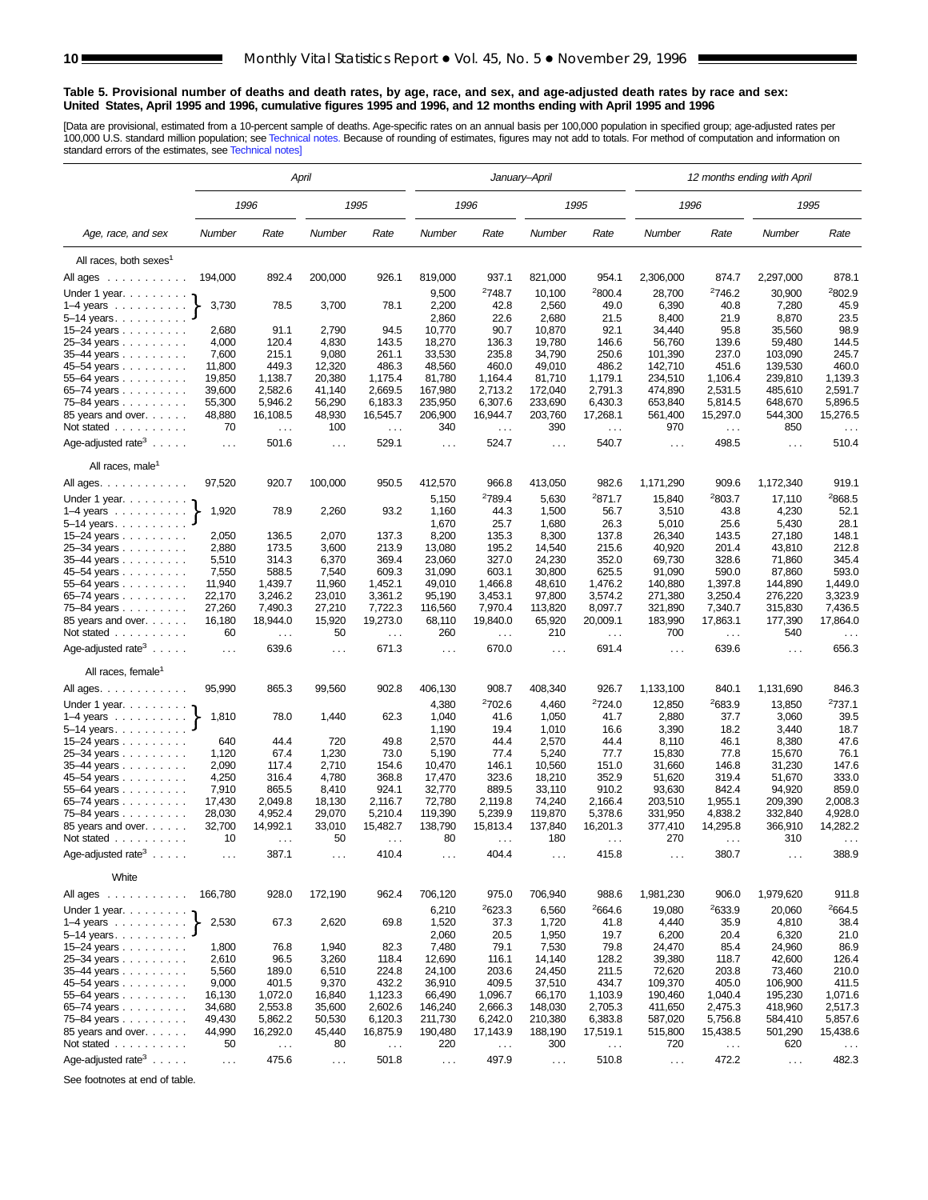**Table 5. Provisional number of deaths and death rates, by age, race, and sex, and age-adjusted death rates by race and sex: United States, April 1995 and 1996, cumulative figures 1995 and 1996, and 12 months ending with April 1995 and 1996**

[Data are provisional, estimated from a 10-percent sample of deaths. Age-specific rates on an annual basis per 100,000 population in specified group; age-adjusted rates per 100,000 U.S. standard million population; see Technical notes. Because of rounding of estimates, figures may not add to totals. For method of computation and information on standard errors of the estimates, see Technical notes]

| Age, race, and sex | *April* | | | | *January–April* | | | | *12 months ending with April* | | | |
|---|---|---|---|---|---|---|---|---|---|---|---|---|
| | *1996* | | *1995* | | *1996* | | *1995* | | *1996* | | *1995* | |
| | *Number* | *Rate* | *Number* | *Rate* | *Number* | *Rate* | *Number* | *Rate* | *Number* | *Rate* | *Number* | *Rate* |
| All races, both sexes[1] | | | | | | | | | | | | |
| All ages | 194,000 | 892.4 | 200,000 | 926.1 | 819,000 | 937.1 | 821,000 | 954.1 | 2,306,000 | 874.7 | 2,297,000 | 878.1 |
| Under 1 year | | | | | 9,500 | [2]748.7 | 10,100 | [2]800.4 | 28,700 | [2]746.2 | 30,900 | [2]802.9 |
| 1–4 years | 3,730 | 78.5 | 3,700 | 78.1 | 2,200 | 42.8 | 2,560 | 49.0 | 6,390 | 40.8 | 7,280 | 45.9 |
| 5–14 years | | | | | 2,860 | 22.6 | 2,680 | 21.5 | 8,400 | 21.9 | 8,870 | 23.5 |
| 15–24 years | 2,680 | 91.1 | 2,790 | 94.5 | 10,770 | 90.7 | 10,870 | 92.1 | 34,440 | 95.8 | 35,560 | 98.9 |
| 25–34 years | 4,000 | 120.4 | 4,830 | 143.5 | 18,270 | 136.3 | 19,780 | 146.6 | 56,760 | 139.6 | 59,480 | 144.5 |
| 35–44 years | 7,600 | 215.1 | 9,080 | 261.1 | 33,530 | 235.8 | 34,790 | 250.6 | 101,390 | 237.0 | 103,090 | 245.7 |
| 45–54 years | 11,800 | 449.3 | 12,320 | 486.3 | 48,560 | 460.0 | 49,010 | 486.2 | 142,710 | 451.6 | 139,530 | 460.0 |
| 55–64 years | 19,850 | 1,138.7 | 20,380 | 1,175.4 | 81,780 | 1,164.4 | 81,710 | 1,179.1 | 234,510 | 1,106.4 | 239,810 | 1,139.3 |
| 65–74 years | 39,600 | 2,582.6 | 41,140 | 2,669.5 | 167,980 | 2,713.2 | 172,040 | 2,791.3 | 474,890 | 2,531.5 | 485,610 | 2,591.7 |
| 75–84 years | 55,300 | 5,946.2 | 56,290 | 6,183.3 | 235,950 | 6,307.6 | 233,690 | 6,430.3 | 653,840 | 5,814.5 | 648,670 | 5,896.5 |
| 85 years and over | 48,880 | 16,108.5 | 48,930 | 16,545.7 | 206,900 | 16,944.7 | 203,760 | 17,268.1 | 561,400 | 15,297.0 | 544,300 | 15,276.5 |
| Not stated | 70 | . . . | 100 | . . . | 340 | . . . | 390 | . . . | 970 | . . . | 850 | . . . |
| Age-adjusted rate[3] | . . . | 501.6 | . . . | 529.1 | . . . | 524.7 | . . . | 540.7 | . . . | 498.5 | . . . | 510.4 |
| All races, male[1] | | | | | | | | | | | | |
| All ages | 97,520 | 920.7 | 100,000 | 950.5 | 412,570 | 966.8 | 413,050 | 982.6 | 1,171,290 | 909.6 | 1,172,340 | 919.1 |
| Under 1 year | | | | | 5,150 | [2]789.4 | 5,630 | [2]871.7 | 15,840 | [2]803.7 | 17,110 | [2]868.5 |
| 1–4 years | 1,920 | 78.9 | 2,260 | 93.2 | 1,160 | 44.3 | 1,500 | 56.7 | 3,510 | 43.8 | 4,230 | 52.1 |
| 5–14 years | | | | | 1,670 | 25.7 | 1,680 | 26.3 | 5,010 | 25.6 | 5,430 | 28.1 |
| 15–24 years | 2,050 | 136.5 | 2,070 | 137.3 | 8,200 | 135.3 | 8,300 | 137.8 | 26,340 | 143.5 | 27,180 | 148.1 |
| 25–34 years | 2,880 | 173.5 | 3,600 | 213.9 | 13,080 | 195.2 | 14,540 | 215.6 | 40,920 | 201.4 | 43,810 | 212.8 |
| 35–44 years | 5,510 | 314.3 | 6,370 | 369.4 | 23,060 | 327.0 | 24,230 | 352.0 | 69,730 | 328.6 | 71,860 | 345.4 |
| 45–54 years | 7,550 | 588.5 | 7,540 | 609.3 | 31,090 | 603.1 | 30,800 | 625.5 | 91,090 | 590.0 | 87,860 | 593.0 |
| 55–64 years | 11,940 | 1,439.7 | 11,960 | 1,452.1 | 49,010 | 1,466.8 | 48,610 | 1,476.2 | 140,880 | 1,397.8 | 144,890 | 1,449.0 |
| 65–74 years | 22,170 | 3,246.2 | 23,010 | 3,361.2 | 95,190 | 3,453.1 | 97,800 | 3,574.2 | 271,380 | 3,250.4 | 276,220 | 3,323.9 |
| 75–84 years | 27,260 | 7,490.3 | 27,210 | 7,722.3 | 116,560 | 7,970.4 | 113,820 | 8,097.7 | 321,890 | 7,340.7 | 315,830 | 7,436.5 |
| 85 years and over | 16,180 | 18,944.0 | 15,920 | 19,273.0 | 68,110 | 19,840.0 | 65,920 | 20,009.1 | 183,990 | 17,863.1 | 177,390 | 17,864.0 |
| Not stated | 60 | . . . | 50 | . . . | 260 | . . . | 210 | . . . | 700 | . . . | 540 | . . . |
| Age-adjusted rate[3] | . . . | 639.6 | . . . | 671.3 | . . . | 670.0 | . . . | 691.4 | . . . | 639.6 | . . . | 656.3 |
| All races, female[1] | | | | | | | | | | | | |
| All ages | 95,990 | 865.3 | 99,560 | 902.8 | 406,130 | 908.7 | 408,340 | 926.7 | 1,133,100 | 840.1 | 1,131,690 | 846.3 |
| Under 1 year | | | | | 4,380 | [2]702.6 | 4,460 | [2]724.0 | 12,850 | [2]683.9 | 13,850 | [2]737.1 |
| 1–4 years | 1,810 | 78.0 | 1,440 | 62.3 | 1,040 | 41.6 | 1,050 | 41.7 | 2,880 | 37.7 | 3,060 | 39.5 |
| 5–14 years | | | | | 1,190 | 19.4 | 1,010 | 16.6 | 3,390 | 18.2 | 3,440 | 18.7 |
| 15–24 years | 640 | 44.4 | 720 | 49.8 | 2,570 | 44.4 | 2,570 | 44.4 | 8,110 | 46.1 | 8,380 | 47.6 |
| 25–34 years | 1,120 | 67.4 | 1,230 | 73.0 | 5,190 | 77.4 | 5,240 | 77.7 | 15,830 | 77.8 | 15,670 | 76.1 |
| 35–44 years | 2,090 | 117.4 | 2,710 | 154.6 | 10,470 | 146.1 | 10,560 | 151.0 | 31,660 | 146.8 | 31,230 | 147.6 |
| 45–54 years | 4,250 | 316.4 | 4,780 | 368.8 | 17,470 | 323.6 | 18,210 | 352.9 | 51,620 | 319.4 | 51,670 | 333.0 |
| 55–64 years | 7,910 | 865.5 | 8,410 | 924.1 | 32,770 | 889.5 | 33,110 | 910.2 | 93,630 | 842.4 | 94,920 | 859.0 |
| 65–74 years | 17,430 | 2,049.8 | 18,130 | 2,116.7 | 72,780 | 2,119.8 | 74,240 | 2,166.4 | 203,510 | 1,955.1 | 209,390 | 2,008.3 |
| 75–84 years | 28,030 | 4,952.4 | 29,070 | 5,210.4 | 119,390 | 5,239.9 | 119,870 | 5,378.6 | 331,950 | 4,838.2 | 332,840 | 4,928.0 |
| 85 years and over | 32,700 | 14,992.1 | 33,010 | 15,482.7 | 138,790 | 15,813.4 | 137,840 | 16,201.3 | 377,410 | 14,295.8 | 366,910 | 14,282.2 |
| Not stated | 10 | . . . | 50 | . . . | 80 | . . . | 180 | . . . | 270 | . . . | 310 | . . . |
| Age-adjusted rate[3] | . . . | 387.1 | . . . | 410.4 | . . . | 404.4 | . . . | 415.8 | . . . | 380.7 | . . . | 388.9 |
| White | | | | | | | | | | | | |
| All ages | 166,780 | 928.0 | 172,190 | 962.4 | 706,120 | 975.0 | 706,940 | 988.6 | 1,981,230 | 906.0 | 1,979,620 | 911.8 |
| Under 1 year | | | | | 6,210 | [2]623.3 | 6,560 | [2]664.6 | 19,080 | [2]633.9 | 20,060 | [2]664.5 |
| 1–4 years | 2,530 | 67.3 | 2,620 | 69.8 | 1,520 | 37.3 | 1,720 | 41.8 | 4,440 | 35.9 | 4,810 | 38.4 |
| 5–14 years | | | | | 2,060 | 20.5 | 1,950 | 19.7 | 6,200 | 20.4 | 6,320 | 21.0 |
| 15–24 years | 1,800 | 76.8 | 1,940 | 82.3 | 7,480 | 79.1 | 7,530 | 79.8 | 24,470 | 85.4 | 24,960 | 86.9 |
| 25–34 years | 2,610 | 96.5 | 3,260 | 118.4 | 12,690 | 116.1 | 14,140 | 128.2 | 39,380 | 118.7 | 42,600 | 126.4 |
| 35–44 years | 5,560 | 189.0 | 6,510 | 224.8 | 24,100 | 203.6 | 24,450 | 211.5 | 72,620 | 203.8 | 73,460 | 210.0 |
| 45–54 years | 9,000 | 401.5 | 9,370 | 432.2 | 36,910 | 409.5 | 37,510 | 434.7 | 109,370 | 405.0 | 106,900 | 411.5 |
| 55–64 years | 16,130 | 1,072.0 | 16,840 | 1,123.3 | 66,490 | 1,096.7 | 66,170 | 1,103.9 | 190,460 | 1,040.4 | 195,230 | 1,071.6 |
| 65–74 years | 34,680 | 2,553.8 | 35,600 | 2,602.6 | 146,240 | 2,666.3 | 148,030 | 2,705.3 | 411,650 | 2,475.3 | 418,960 | 2,517.3 |
| 75–84 years | 49,430 | 5,862.2 | 50,530 | 6,120.3 | 211,730 | 6,242.0 | 210,380 | 6,383.8 | 587,020 | 5,756.8 | 584,410 | 5,857.6 |
| 85 years and over | 44,990 | 16,292.0 | 45,440 | 16,875.9 | 190,480 | 17,143.9 | 188,190 | 17,519.1 | 515,800 | 15,438.5 | 501,290 | 15,438.6 |
| Not stated | 50 | . . . | 80 | . . . | 220 | . . . | 300 | . . . | 720 | . . . | 620 | . . . |
| Age-adjusted rate[3] | . . . | 475.6 | . . . | 501.8 | . . . | 497.9 | . . . | 510.8 | . . . | 472.2 | . . . | 482.3 |

See footnotes at end of table.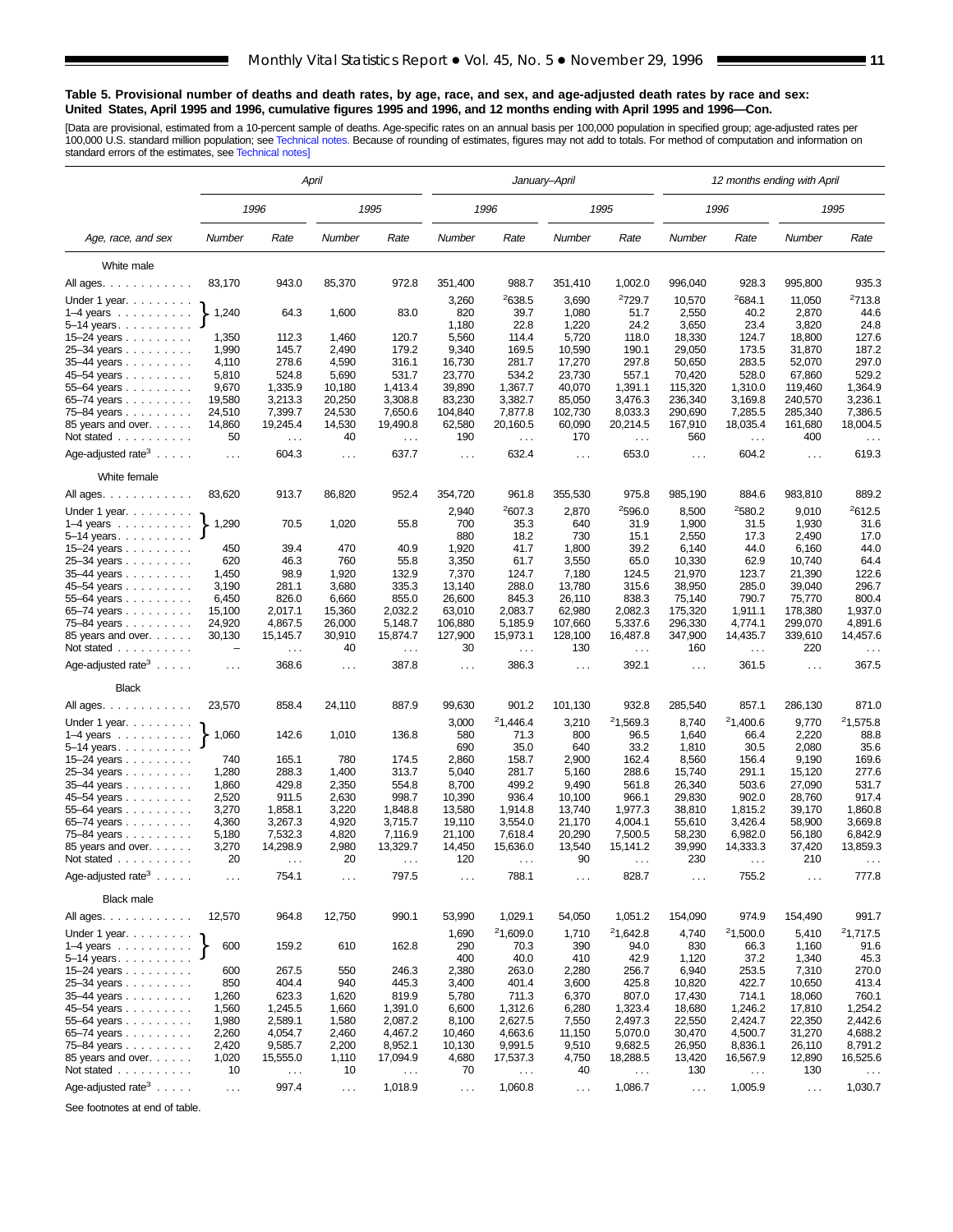**Table 5. Provisional number of deaths and death rates, by age, race, and sex, and age-adjusted death rates by race and sex: United States, April 1995 and 1996, cumulative figures 1995 and 1996, and 12 months ending with April 1995 and 1996—Con.**

[Data are provisional, estimated from a 10-percent sample of deaths. Age-specific rates on an annual basis per 100,000 population in specified group; age-adjusted rates per 100,000 U.S. standard million population; see Technical notes. Because of rounding of estimates, figures may not add to totals. For method of computation and information on standard errors of the estimates, see Technical notes]

| Age, race, and sex | April | | | | January–April | | | | 12 months ending with April | | | |
|---|---|---|---|---|---|---|---|---|---|---|---|---|
| | 1996 | | 1995 | | 1996 | | 1995 | | 1996 | | 1995 | |
| | Number | Rate | Number | Rate | Number | Rate | Number | Rate | Number | Rate | Number | Rate |
| **White male** | | | | | | | | | | | | |
| All ages | 83,170 | 943.0 | 85,370 | 972.8 | 351,400 | 988.7 | 351,410 | 1,002.0 | 996,040 | 928.3 | 995,800 | 935.3 |
| Under 1 year | 1,240 | 64.3 | 1,600 | 83.0 | 3,260 | [2]638.5 | 3,690 | [2]729.7 | 10,570 | [2]684.1 | 11,050 | [2]713.8 |
| 1–4 years | | | | | 820 | 39.7 | 1,080 | 51.7 | 2,550 | 40.2 | 2,870 | 44.6 |
| 5–14 years | | | | | 1,180 | 22.8 | 1,220 | 24.2 | 3,650 | 23.4 | 3,820 | 24.8 |
| 15–24 years | 1,350 | 112.3 | 1,460 | 120.7 | 5,560 | 114.4 | 5,720 | 118.0 | 18,330 | 124.7 | 18,800 | 127.6 |
| 25–34 years | 1,990 | 145.7 | 2,490 | 179.2 | 9,340 | 169.5 | 10,590 | 190.1 | 29,050 | 173.5 | 31,870 | 187.2 |
| 35–44 years | 4,110 | 278.6 | 4,590 | 316.1 | 16,730 | 281.7 | 17,270 | 297.8 | 50,650 | 283.5 | 52,070 | 297.0 |
| 45–54 years | 5,810 | 524.8 | 5,690 | 531.7 | 23,770 | 534.2 | 23,730 | 557.1 | 70,420 | 528.0 | 67,860 | 529.2 |
| 55–64 years | 9,670 | 1,335.9 | 10,180 | 1,413.4 | 39,890 | 1,367.7 | 40,070 | 1,391.1 | 115,320 | 1,310.0 | 119,460 | 1,364.9 |
| 65–74 years | 19,580 | 3,213.3 | 20,250 | 3,308.8 | 83,230 | 3,382.7 | 85,050 | 3,476.3 | 236,340 | 3,169.8 | 240,570 | 3,236.1 |
| 75–84 years | 24,510 | 7,399.7 | 24,530 | 7,650.6 | 104,840 | 7,877.8 | 102,730 | 8,033.3 | 290,690 | 7,285.5 | 285,340 | 7,386.5 |
| 85 years and over | 14,860 | 19,245.4 | 14,530 | 19,490.8 | 62,580 | 20,160.5 | 60,090 | 20,214.5 | 167,910 | 18,035.4 | 161,680 | 18,004.5 |
| Not stated | 50 | . . . | 40 | . . . | 190 | . . . | 170 | . . . | 560 | . . . | 400 | . . . |
| Age-adjusted rate[3] | . . . | 604.3 | . . . | 637.7 | . . . | 632.4 | . . . | 653.0 | . . . | 604.2 | . . . | 619.3 |
| **White female** | | | | | | | | | | | | |
| All ages | 83,620 | 913.7 | 86,820 | 952.4 | 354,720 | 961.8 | 355,530 | 975.8 | 985,190 | 884.6 | 983,810 | 889.2 |
| Under 1 year | 1,290 | 70.5 | 1,020 | 55.8 | 2,940 | [2]607.3 | 2,870 | [2]596.0 | 8,500 | [2]580.2 | 9,010 | [2]612.5 |
| 1–4 years | | | | | 700 | 35.3 | 640 | 31.9 | 1,900 | 31.5 | 1,930 | 31.6 |
| 5–14 years | | | | | 880 | 18.2 | 730 | 15.1 | 2,550 | 17.3 | 2,490 | 17.0 |
| 15–24 years | 450 | 39.4 | 470 | 40.9 | 1,920 | 41.7 | 1,800 | 39.2 | 6,140 | 44.0 | 6,160 | 44.0 |
| 25–34 years | 620 | 46.3 | 760 | 55.8 | 3,350 | 61.7 | 3,550 | 65.0 | 10,330 | 62.9 | 10,740 | 64.4 |
| 35–44 years | 1,450 | 98.9 | 1,920 | 132.9 | 7,370 | 124.7 | 7,180 | 124.5 | 21,970 | 123.7 | 21,390 | 122.6 |
| 45–54 years | 3,190 | 281.1 | 3,680 | 335.3 | 13,140 | 288.0 | 13,780 | 315.6 | 38,950 | 285.0 | 39,040 | 296.7 |
| 55–64 years | 6,450 | 826.0 | 6,660 | 855.0 | 26,600 | 845.3 | 26,110 | 838.3 | 75,140 | 790.7 | 75,770 | 800.4 |
| 65–74 years | 15,100 | 2,017.1 | 15,360 | 2,032.2 | 63,010 | 2,083.7 | 62,980 | 2,082.3 | 175,320 | 1,911.1 | 178,380 | 1,937.0 |
| 75–84 years | 24,920 | 4,867.5 | 26,000 | 5,148.7 | 106,880 | 5,185.9 | 107,660 | 5,337.6 | 296,330 | 4,774.1 | 299,070 | 4,891.6 |
| 85 years and over | 30,130 | 15,145.7 | 30,910 | 15,874.7 | 127,900 | 15,973.1 | 128,100 | 16,487.8 | 347,900 | 14,435.7 | 339,610 | 14,457.6 |
| Not stated | – | . . . | 40 | . . . | 30 | . . . | 130 | . . . | 160 | . . . | 220 | . . . |
| Age-adjusted rate[3] | . . . | 368.6 | . . . | 387.8 | . . . | 386.3 | . . . | 392.1 | . . . | 361.5 | . . . | 367.5 |
| **Black** | | | | | | | | | | | | |
| All ages | 23,570 | 858.4 | 24,110 | 887.9 | 99,630 | 901.2 | 101,130 | 932.8 | 285,540 | 857.1 | 286,130 | 871.0 |
| Under 1 year | 1,060 | 142.6 | 1,010 | 136.8 | 3,000 | [2]1,446.4 | 3,210 | [2]1,569.3 | 8,740 | [2]1,400.6 | 9,770 | [2]1,575.8 |
| 1–4 years | | | | | 580 | 71.3 | 800 | 96.5 | 1,640 | 66.4 | 2,220 | 88.8 |
| 5–14 years | | | | | 690 | 35.0 | 640 | 33.2 | 1,810 | 30.5 | 2,080 | 35.6 |
| 15–24 years | 740 | 165.1 | 780 | 174.5 | 2,860 | 158.7 | 2,900 | 162.4 | 8,560 | 156.4 | 9,190 | 169.6 |
| 25–34 years | 1,280 | 288.3 | 1,400 | 313.7 | 5,040 | 281.7 | 5,160 | 288.6 | 15,740 | 291.1 | 15,120 | 277.6 |
| 35–44 years | 1,860 | 429.8 | 2,350 | 554.8 | 8,700 | 499.2 | 9,490 | 561.8 | 26,340 | 503.6 | 27,090 | 531.7 |
| 45–54 years | 2,520 | 911.5 | 2,630 | 998.7 | 10,390 | 936.4 | 10,100 | 966.1 | 29,830 | 902.0 | 28,760 | 917.4 |
| 55–64 years | 3,270 | 1,858.1 | 3,220 | 1,848.8 | 13,580 | 1,914.8 | 13,740 | 1,977.3 | 38,810 | 1,815.2 | 39,170 | 1,860.8 |
| 65–74 years | 4,360 | 3,267.3 | 4,920 | 3,715.7 | 19,110 | 3,554.0 | 21,170 | 4,004.1 | 55,610 | 3,426.4 | 58,900 | 3,669.8 |
| 75–84 years | 5,180 | 7,532.3 | 4,820 | 7,116.9 | 21,100 | 7,618.4 | 20,290 | 7,500.5 | 58,230 | 6,982.0 | 56,180 | 6,842.9 |
| 85 years and over | 3,270 | 14,298.9 | 2,980 | 13,329.7 | 14,450 | 15,636.0 | 13,540 | 15,141.2 | 39,990 | 14,333.3 | 37,420 | 13,859.3 |
| Not stated | 20 | . . . | 20 | . . . | 120 | . . . | 90 | . . . | 230 | . . . | 210 | . . . |
| Age-adjusted rate[3] | . . . | 754.1 | . . . | 797.5 | . . . | 788.1 | . . . | 828.7 | . . . | 755.2 | . . . | 777.8 |
| **Black male** | | | | | | | | | | | | |
| All ages | 12,570 | 964.8 | 12,750 | 990.1 | 53,990 | 1,029.1 | 54,050 | 1,051.2 | 154,090 | 974.9 | 154,490 | 991.7 |
| Under 1 year | 600 | 159.2 | 610 | 162.8 | 1,690 | [2]1,609.0 | 1,710 | [2]1,642.8 | 4,740 | [2]1,500.0 | 5,410 | [2]1,717.5 |
| 1–4 years | | | | | 290 | 70.3 | 390 | 94.0 | 830 | 66.3 | 1,160 | 91.6 |
| 5–14 years | | | | | 400 | 40.0 | 410 | 42.9 | 1,120 | 37.2 | 1,340 | 45.3 |
| 15–24 years | 600 | 267.5 | 550 | 246.3 | 2,380 | 263.0 | 2,280 | 256.7 | 6,940 | 253.5 | 7,310 | 270.0 |
| 25–34 years | 850 | 404.4 | 940 | 445.3 | 3,400 | 401.4 | 3,600 | 425.8 | 10,820 | 422.7 | 10,650 | 413.4 |
| 35–44 years | 1,260 | 623.3 | 1,620 | 819.9 | 5,780 | 711.3 | 6,370 | 807.0 | 17,430 | 714.1 | 18,060 | 760.1 |
| 45–54 years | 1,560 | 1,245.5 | 1,660 | 1,391.0 | 6,600 | 1,312.6 | 6,280 | 1,323.4 | 18,680 | 1,246.2 | 17,810 | 1,254.2 |
| 55–64 years | 1,980 | 2,589.1 | 1,580 | 2,087.2 | 8,100 | 2,627.5 | 7,550 | 2,497.3 | 22,550 | 2,424.7 | 22,350 | 2,442.6 |
| 65–74 years | 2,260 | 4,054.7 | 2,460 | 4,467.2 | 10,460 | 4,663.6 | 11,150 | 5,070.0 | 30,470 | 4,500.7 | 31,270 | 4,688.2 |
| 75–84 years | 2,420 | 9,585.7 | 2,200 | 8,952.1 | 10,130 | 9,991.5 | 9,510 | 9,682.5 | 26,950 | 8,836.1 | 26,110 | 8,791.2 |
| 85 years and over | 1,020 | 15,555.0 | 1,110 | 17,094.9 | 4,680 | 17,537.3 | 4,750 | 18,288.5 | 13,420 | 16,567.9 | 12,890 | 16,525.6 |
| Not stated | 10 | . . . | 10 | . . . | 70 | . . . | 40 | . . . | 130 | . . . | 130 | . . . |
| Age-adjusted rate[3] | . . . | 997.4 | . . . | 1,018.9 | . . . | 1,060.8 | . . . | 1,086.7 | . . . | 1,005.9 | . . . | 1,030.7 |

Note: For the April columns, the Number and Rate figures shown on the "Under 1 year" row apply to the combined ages under 1 year through 5–14 years (bracketed together in the source).

See footnotes at end of table.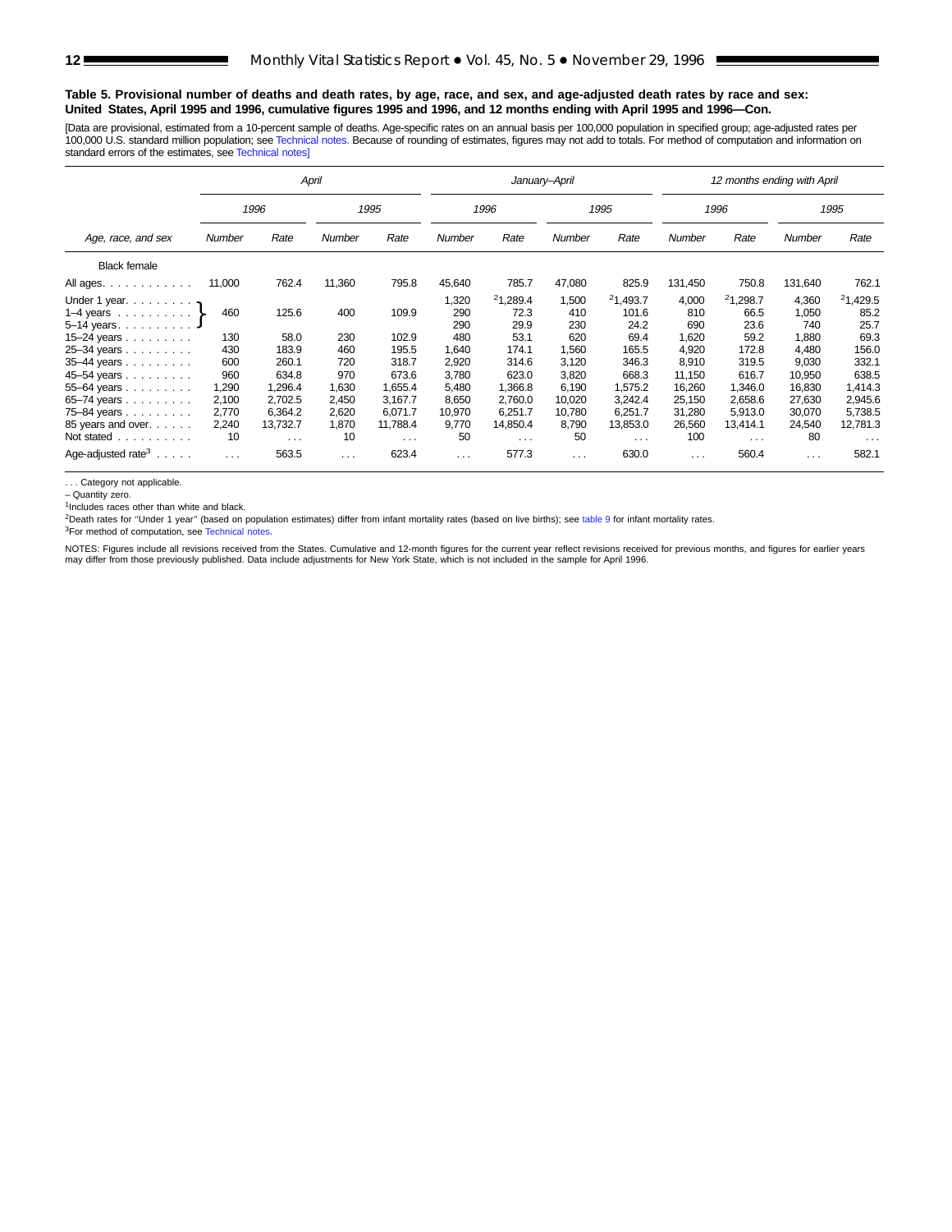**Table 5. Provisional number of deaths and death rates, by age, race, and sex, and age-adjusted death rates by race and sex: United States, April 1995 and 1996, cumulative figures 1995 and 1996, and 12 months ending with April 1995 and 1996—Con.**

[Data are provisional, estimated from a 10-percent sample of deaths. Age-specific rates on an annual basis per 100,000 population in specified group; age-adjusted rates per 100,000 U.S. standard million population; see Technical notes. Because of rounding of estimates, figures may not add to totals. For method of computation and information on standard errors of the estimates, see Technical notes]

| Age, race, and sex | April | | | | January–April | | | | 12 months ending with April | | | |
|---|---|---|---|---|---|---|---|---|---|---|---|---|
| | 1996 | | 1995 | | 1996 | | 1995 | | 1996 | | 1995 | |
| | Number | Rate | Number | Rate | Number | Rate | Number | Rate | Number | Rate | Number | Rate |
| **Black female** | | | | | | | | | | | | |
| All ages | 11,000 | 762.4 | 11,360 | 795.8 | 45,640 | 785.7 | 47,080 | 825.9 | 131,450 | 750.8 | 131,640 | 762.1 |
| Under 1 year | 460 | 125.6 | 400 | 109.9 | 1,320 | [2]1,289.4 | 1,500 | [2]1,493.7 | 4,000 | [2]1,298.7 | 4,360 | [2]1,429.5 |
| 1–4 years | | | | | 290 | 72.3 | 410 | 101.6 | 810 | 66.5 | 1,050 | 85.2 |
| 5–14 years | | | | | 290 | 29.9 | 230 | 24.2 | 690 | 23.6 | 740 | 25.7 |
| 15–24 years | 130 | 58.0 | 230 | 102.9 | 480 | 53.1 | 620 | 69.4 | 1,620 | 59.2 | 1,880 | 69.3 |
| 25–34 years | 430 | 183.9 | 460 | 195.5 | 1,640 | 174.1 | 1,560 | 165.5 | 4,920 | 172.8 | 4,480 | 156.0 |
| 35–44 years | 600 | 260.1 | 720 | 318.7 | 2,920 | 314.6 | 3,120 | 346.3 | 8,910 | 319.5 | 9,030 | 332.1 |
| 45–54 years | 960 | 634.8 | 970 | 673.6 | 3,780 | 623.0 | 3,820 | 668.3 | 11,150 | 616.7 | 10,950 | 638.5 |
| 55–64 years | 1,290 | 1,296.4 | 1,630 | 1,655.4 | 5,480 | 1,366.8 | 6,190 | 1,575.2 | 16,260 | 1,346.0 | 16,830 | 1,414.3 |
| 65–74 years | 2,100 | 2,702.5 | 2,450 | 3,167.7 | 8,650 | 2,760.0 | 10,020 | 3,242.4 | 25,150 | 2,658.6 | 27,630 | 2,945.6 |
| 75–84 years | 2,770 | 6,364.2 | 2,620 | 6,071.7 | 10,970 | 6,251.7 | 10,780 | 6,251.7 | 31,280 | 5,913.0 | 30,070 | 5,738.5 |
| 85 years and over | 2,240 | 13,732.7 | 1,870 | 11,788.4 | 9,770 | 14,850.4 | 8,790 | 13,853.0 | 26,560 | 13,414.1 | 24,540 | 12,781.3 |
| Not stated | 10 | . . . | 10 | . . . | 50 | . . . | 50 | . . . | 100 | . . . | 80 | . . . |
| Age-adjusted rate[3] | . . . | 563.5 | . . . | 623.4 | . . . | 577.3 | . . . | 630.0 | . . . | 560.4 | . . . | 582.1 |

Note: For April, the figures for Under 1 year, 1–4 years, and 5–14 years are combined (460 / 125.6 for 1996; 400 / 109.9 for 1995).

. . . Category not applicable.

– Quantity zero.

[1]Includes races other than white and black.

[2]Death rates for ''Under 1 year'' (based on population estimates) differ from infant mortality rates (based on live births); see table 9 for infant mortality rates.

[3]For method of computation, see Technical notes.

NOTES: Figures include all revisions received from the States. Cumulative and 12-month figures for the current year reflect revisions received for previous months, and figures for earlier years may differ from those previously published. Data include adjustments for New York State, which is not included in the sample for April 1996.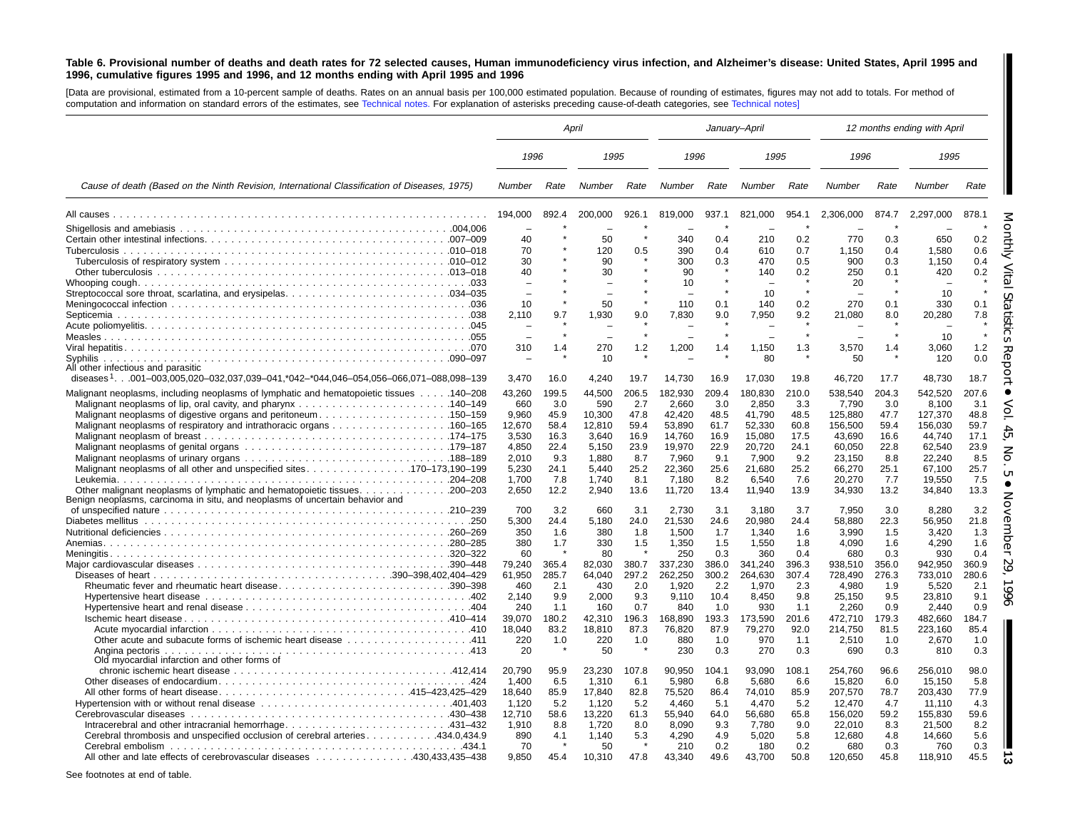**Table 6. Provisional number of deaths and death rates for 72 selected causes, Human immunodeficiency virus infection, and Alzheimer's disease: United States, April 1995 and 1996, cumulative figures 1995 and 1996, and 12 months ending with April 1995 and 1996**

[Data are provisional, estimated from a 10-percent sample of deaths. Rates on an annual basis per 100,000 estimated population. Because of rounding of estimates, figures may not add to totals. For method of computation and information on standard errors of the estimates, see Technical notes. For explanation of asterisks preceding cause-of-death categories, see Technical notes]

| Cause of death (Based on the Ninth Revision, International Classification of Diseases, 1975) | April | | | | January–April | | | | 12 months ending with April | | | |
|---|---|---|---|---|---|---|---|---|---|---|---|---|
| | 1996 | | 1995 | | 1996 | | 1995 | | 1996 | | 1995 | |
| | Number | Rate | Number | Rate | Number | Rate | Number | Rate | Number | Rate | Number | Rate |
| All causes | 194,000 | 892.4 | 200,000 | 926.1 | 819,000 | 937.1 | 821,000 | 954.1 | 2,306,000 | 874.7 | 2,297,000 | 878.1 |
| Shigellosis and amebiasis . . . 004,006 | – | * | – | * | – | * | – | * | – | * | – | * |
| Certain other intestinal infections . . . 007–009 | 40 | * | 50 | * | 340 | 0.4 | 210 | 0.2 | 770 | 0.3 | 650 | 0.2 |
| Tuberculosis . . . 010–018 | 70 | * | 120 | 0.5 | 390 | 0.4 | 610 | 0.7 | 1,150 | 0.4 | 1,580 | 0.6 |
| Tuberculosis of respiratory system . . . 010–012 | 30 | * | 90 | * | 300 | 0.3 | 470 | 0.5 | 900 | 0.3 | 1,150 | 0.4 |
| Other tuberculosis . . . 013–018 | 40 | * | 30 | * | 90 | * | 140 | 0.2 | 250 | 0.1 | 420 | 0.2 |
| Whooping cough . . . 033 | – | * | – | * | 10 | * | – | * | 20 | * | – | * |
| Streptococcal sore throat, scarlatina, and erysipelas . . . 034–035 | – | * | – | * | – | * | 10 | * | – | * | 10 | * |
| Meningococcal infection . . . 036 | 10 | * | 50 | * | 110 | 0.1 | 140 | 0.2 | 270 | 0.1 | 330 | 0.1 |
| Septicemia . . . 038 | 2,110 | 9.7 | 1,930 | 9.0 | 7,830 | 9.0 | 7,950 | 9.2 | 21,080 | 8.0 | 20,280 | 7.8 |
| Acute poliomyelitis . . . 045 | – | * | – | * | – | * | – | * | – | * | – | * |
| Measles . . . 055 | – | * | – | * | – | * | – | * | – | * | 10 | * |
| Viral hepatitis . . . 070 | 310 | 1.4 | 270 | 1.2 | 1,200 | 1.4 | 1,150 | 1.3 | 3,570 | 1.4 | 3,060 | 1.2 |
| Syphilis . . . 090–097 | – | * | 10 | * | – | * | 80 | * | 50 | * | 120 | 0.0 |
| All other infectious and parasitic diseases[1] . . . 001–003,005,020–032,037,039–041,*042–*044,046–054,056–066,071–088,098–139 | 3,470 | 16.0 | 4,240 | 19.7 | 14,730 | 16.9 | 17,030 | 19.8 | 46,720 | 17.7 | 48,730 | 18.7 |
| Malignant neoplasms, including neoplasms of lymphatic and hematopoietic tissues . . . 140–208 | 43,260 | 199.5 | 44,500 | 206.5 | 182,930 | 209.4 | 180,830 | 210.0 | 538,540 | 204.3 | 542,520 | 207.6 |
| Malignant neoplasms of lip, oral cavity, and pharynx . . . 140–149 | 660 | 3.0 | 590 | 2.7 | 2,660 | 3.0 | 2,850 | 3.3 | 7,790 | 3.0 | 8,100 | 3.1 |
| Malignant neoplasms of digestive organs and peritoneum . . . 150–159 | 9,960 | 45.9 | 10,300 | 47.8 | 42,420 | 48.5 | 41,790 | 48.5 | 125,880 | 47.7 | 127,370 | 48.8 |
| Malignant neoplasms of respiratory and intrathoracic organs . . . 160–165 | 12,670 | 58.4 | 12,810 | 59.4 | 53,890 | 61.7 | 52,330 | 60.8 | 156,500 | 59.4 | 156,030 | 59.7 |
| Malignant neoplasm of breast . . . 174–175 | 3,530 | 16.3 | 3,640 | 16.9 | 14,760 | 16.9 | 15,080 | 17.5 | 43,690 | 16.6 | 44,740 | 17.1 |
| Malignant neoplasms of genital organs . . . 179–187 | 4,850 | 22.4 | 5,150 | 23.9 | 19,970 | 22.9 | 20,720 | 24.1 | 60,050 | 22.8 | 62,540 | 23.9 |
| Malignant neoplasms of urinary organs . . . 188–189 | 2,010 | 9.3 | 1,880 | 8.7 | 7,960 | 9.1 | 7,900 | 9.2 | 23,150 | 8.8 | 22,240 | 8.5 |
| Malignant neoplasms of all other and unspecified sites . . . 170–173,190–199 | 5,230 | 24.1 | 5,440 | 25.2 | 22,360 | 25.6 | 21,680 | 25.2 | 66,270 | 25.1 | 67,100 | 25.7 |
| Leukemia . . . 204–208 | 1,700 | 7.8 | 1,740 | 8.1 | 7,180 | 8.2 | 6,540 | 7.6 | 20,270 | 7.7 | 19,550 | 7.5 |
| Other malignant neoplasms of lymphatic and hematopoietic tissues . . . 200–203 | 2,650 | 12.2 | 2,940 | 13.6 | 11,720 | 13.4 | 11,940 | 13.9 | 34,930 | 13.2 | 34,840 | 13.3 |
| Benign neoplasms, carcinoma in situ, and neoplasms of uncertain behavior and of unspecified nature . . . 210–239 | 700 | 3.2 | 660 | 3.1 | 2,730 | 3.1 | 3,180 | 3.7 | 7,950 | 3.0 | 8,280 | 3.2 |
| Diabetes mellitus . . . 250 | 5,300 | 24.4 | 5,180 | 24.0 | 21,530 | 24.6 | 20,980 | 24.4 | 58,880 | 22.3 | 56,950 | 21.8 |
| Nutritional deficiencies . . . 260–269 | 350 | 1.6 | 380 | 1.8 | 1,500 | 1.7 | 1,340 | 1.6 | 3,990 | 1.5 | 3,420 | 1.3 |
| Anemias . . . 280–285 | 380 | 1.7 | 330 | 1.5 | 1,350 | 1.5 | 1,550 | 1.8 | 4,090 | 1.6 | 4,290 | 1.6 |
| Meningitis . . . 320–322 | 60 | * | 80 | * | 250 | 0.3 | 360 | 0.4 | 680 | 0.3 | 930 | 0.4 |
| Major cardiovascular diseases . . . 390–448 | 79,240 | 365.4 | 82,030 | 380.7 | 337,230 | 386.0 | 341,240 | 396.3 | 938,510 | 356.0 | 942,950 | 360.9 |
| Diseases of heart . . . 390–398,402,404–429 | 61,950 | 285.7 | 64,040 | 297.2 | 262,250 | 300.2 | 264,630 | 307.4 | 728,490 | 276.3 | 733,010 | 280.6 |
| Rheumatic fever and rheumatic heart disease . . . 390–398 | 460 | 2.1 | 430 | 2.0 | 1,920 | 2.2 | 1,970 | 2.3 | 4,980 | 1.9 | 5,520 | 2.1 |
| Hypertensive heart disease . . . 402 | 2,140 | 9.9 | 2,000 | 9.3 | 9,110 | 10.4 | 8,450 | 9.8 | 25,150 | 9.5 | 23,810 | 9.1 |
| Hypertensive heart and renal disease . . . 404 | 240 | 1.1 | 160 | 0.7 | 840 | 1.0 | 930 | 1.1 | 2,260 | 0.9 | 2,440 | 0.9 |
| Ischemic heart disease . . . 410–414 | 39,070 | 180.2 | 42,310 | 196.3 | 168,890 | 193.3 | 173,590 | 201.6 | 472,710 | 179.3 | 482,660 | 184.7 |
| Acute myocardial infarction . . . 410 | 18,040 | 83.2 | 18,810 | 87.3 | 76,820 | 87.9 | 79,270 | 92.0 | 214,750 | 81.5 | 223,160 | 85.4 |
| Other acute and subacute forms of ischemic heart disease . . . 411 | 220 | 1.0 | 220 | 1.0 | 880 | 1.0 | 970 | 1.1 | 2,510 | 1.0 | 2,670 | 1.0 |
| Angina pectoris . . . 413 | 20 | * | 50 | * | 230 | 0.3 | 270 | 0.3 | 690 | 0.3 | 810 | 0.3 |
| Old myocardial infarction and other forms of chronic ischemic heart disease . . . 412,414 | 20,790 | 95.9 | 23,230 | 107.8 | 90,950 | 104.1 | 93,090 | 108.1 | 254,760 | 96.6 | 256,010 | 98.0 |
| Other diseases of endocardium . . . 424 | 1,400 | 6.5 | 1,310 | 6.1 | 5,980 | 6.8 | 5,680 | 6.6 | 15,820 | 6.0 | 15,150 | 5.8 |
| All other forms of heart disease . . . 415–423,425–429 | 18,640 | 85.9 | 17,840 | 82.8 | 75,520 | 86.4 | 74,010 | 85.9 | 207,570 | 78.7 | 203,430 | 77.9 |
| Hypertension with or without renal disease . . . 401,403 | 1,120 | 5.2 | 1,120 | 5.2 | 4,460 | 5.1 | 4,470 | 5.2 | 12,470 | 4.7 | 11,110 | 4.3 |
| Cerebrovascular diseases . . . 430–438 | 12,710 | 58.6 | 13,220 | 61.3 | 55,940 | 64.0 | 56,680 | 65.8 | 156,020 | 59.2 | 155,830 | 59.6 |
| Intracerebral and other intracranial hemorrhage . . . 431–432 | 1,910 | 8.8 | 1,720 | 8.0 | 8,090 | 9.3 | 7,780 | 9.0 | 22,010 | 8.3 | 21,500 | 8.2 |
| Cerebral thrombosis and unspecified occlusion of cerebral arteries . . . 434.0,434.9 | 890 | 4.1 | 1,140 | 5.3 | 4,290 | 4.9 | 5,020 | 5.8 | 12,680 | 4.8 | 14,660 | 5.6 |
| Cerebral embolism . . . 434.1 | 70 | * | 50 | * | 210 | 0.2 | 180 | 0.2 | 680 | 0.3 | 760 | 0.3 |
| All other and late effects of cerebrovascular diseases . . . 430,433,435–438 | 9,850 | 45.4 | 10,310 | 47.8 | 43,340 | 49.6 | 43,700 | 50.8 | 120,650 | 45.8 | 118,910 | 45.5 |

See footnotes at end of table.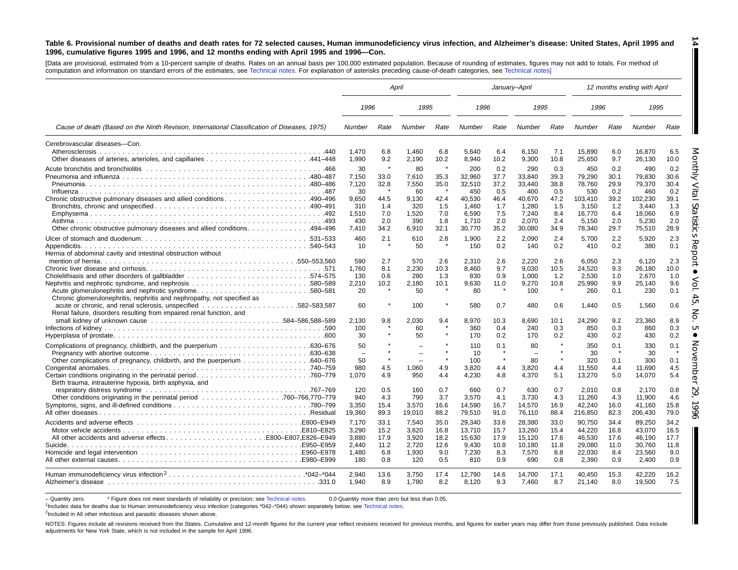**Table 6. Provisional number of deaths and death rates for 72 selected causes, Human immunodeficiency virus infection, and Alzheimer's disease: United States, April 1995 and 1996, cumulative figures 1995 and 1996, and 12 months ending with April 1995 and 1996—Con.**

[Data are provisional, estimated from a 10-percent sample of deaths. Rates on an annual basis per 100,000 estimated population. Because of rounding of estimates, figures may not add to totals. For method of computation and information on standard errors of the estimates, see Technical notes. For explanation of asterisks preceding cause-of-death categories, see Technical notes]

| Cause of death (Based on the Ninth Revision, International Classification of Diseases, 1975) | April | | | | January–April | | | | 12 months ending with April | | | |
|---|---|---|---|---|---|---|---|---|---|---|---|---|
| | 1996 | | 1995 | | 1996 | | 1995 | | 1996 | | 1995 | |
| | Number | Rate | Number | Rate | Number | Rate | Number | Rate | Number | Rate | Number | Rate |
| Cerebrovascular diseases—Con. | | | | | | | | | | | | |
| Atherosclerosis .440 | 1,470 | 6.8 | 1,460 | 6.8 | 5,640 | 6.4 | 6,150 | 7.1 | 15,890 | 6.0 | 16,870 | 6.5 |
| Other diseases of arteries, arterioles, and capillaries .441–448 | 1,990 | 9.2 | 2,190 | 10.2 | 8,940 | 10.2 | 9,300 | 10.8 | 25,650 | 9.7 | 26,130 | 10.0 |
| Acute bronchitis and bronchiolitis .466 | 30 | * | 80 | * | 200 | 0.2 | 290 | 0.3 | 450 | 0.2 | 490 | 0.2 |
| Pneumonia and influenza .480–487 | 7,150 | 33.0 | 7,610 | 35.3 | 32,960 | 37.7 | 33,840 | 39.3 | 79,290 | 30.1 | 79,830 | 30.6 |
| Pneumonia .480–486 | 7,120 | 32.8 | 7,550 | 35.0 | 32,510 | 37.2 | 33,440 | 38.8 | 78,760 | 29.9 | 79,370 | 30.4 |
| Influenza .487 | 30 | * | 60 | * | 450 | 0.5 | 400 | 0.5 | 530 | 0.2 | 460 | 0.2 |
| Chronic obstructive pulmonary diseases and allied conditions .490–496 | 9,650 | 44.5 | 9,130 | 42.4 | 40,530 | 46.4 | 40,670 | 47.2 | 103,410 | 39.2 | 102,230 | 39.1 |
| Bronchitis, chronic and unspecified .490–491 | 310 | 1.4 | 320 | 1.5 | 1,460 | 1.7 | 1,280 | 1.5 | 3,150 | 1.2 | 3,440 | 1.3 |
| Emphysema .492 | 1,510 | 7.0 | 1,520 | 7.0 | 6,590 | 7.5 | 7,240 | 8.4 | 16,770 | 6.4 | 18,060 | 6.9 |
| Asthma .493 | 430 | 2.0 | 390 | 1.8 | 1,710 | 2.0 | 2,070 | 2.4 | 5,150 | 2.0 | 5,230 | 2.0 |
| Other chronic obstructive pulmonary diseases and allied conditions .494–496 | 7,410 | 34.2 | 6,910 | 32.1 | 30,770 | 35.2 | 30,080 | 34.9 | 78,340 | 29.7 | 75,510 | 28.9 |
| Ulcer of stomach and duodenum .531–533 | 460 | 2.1 | 610 | 2.8 | 1,900 | 2.2 | 2,090 | 2.4 | 5,700 | 2.2 | 5,920 | 2.3 |
| Appendicitis .540–543 | 10 | * | 50 | * | 150 | 0.2 | 140 | 0.2 | 410 | 0.2 | 380 | 0.1 |
| Hernia of abdominal cavity and intestinal obstruction without mention of hernia .550–553,560 | 590 | 2.7 | 570 | 2.6 | 2,310 | 2.6 | 2,220 | 2.6 | 6,050 | 2.3 | 6,120 | 2.3 |
| Chronic liver disease and cirrhosis .571 | 1,760 | 8.1 | 2,230 | 10.3 | 8,460 | 9.7 | 9,030 | 10.5 | 24,520 | 9.3 | 26,180 | 10.0 |
| Cholelithiasis and other disorders of gallbladder .574–575 | 130 | 0.6 | 280 | 1.3 | 830 | 0.9 | 1,000 | 1.2 | 2,530 | 1.0 | 2,670 | 1.0 |
| Nephritis and nephrotic syndrome, and nephrosis .580–589 | 2,210 | 10.2 | 2,180 | 10.1 | 9,630 | 11.0 | 9,270 | 10.8 | 25,990 | 9.9 | 25,140 | 9.6 |
| Acute glomerulonephritis and nephrotic syndrome .580–581 | 20 | * | 50 | * | 80 | * | 100 | * | 260 | 0.1 | 230 | 0.1 |
| Chronic glomerulonephritis, nephritis and nephropathy, not specified as acute or chronic, and renal sclerosis, unspecified .582–583,587 | 60 | * | 100 | * | 580 | 0.7 | 480 | 0.6 | 1,440 | 0.5 | 1,560 | 0.6 |
| Renal failure, disorders resulting from impaired renal function, and small kidney of unknown cause .584–586,588–589 | 2,130 | 9.8 | 2,030 | 9.4 | 8,970 | 10.3 | 8,690 | 10.1 | 24,290 | 9.2 | 23,360 | 8.9 |
| Infections of kidney .590 | 100 | * | 60 | * | 360 | 0.4 | 240 | 0.3 | 850 | 0.3 | 860 | 0.3 |
| Hyperplasia of prostate .600 | 30 | * | 50 | * | 170 | 0.2 | 170 | 0.2 | 430 | 0.2 | 430 | 0.2 |
| Complications of pregnancy, childbirth, and the puerperium .630–676 | 50 | * | – | * | 110 | 0.1 | 80 | * | 350 | 0.1 | 330 | 0.1 |
| Pregnancy with abortive outcome .630–638 | – | * | – | * | 10 | * | – | * | 30 | * | 30 | * |
| Other complications of pregnancy, childbirth, and the puerperium .640–676 | 50 | * | – | * | 100 | * | 80 | * | 320 | 0.1 | 300 | 0.1 |
| Congenital anomalies .740–759 | 980 | 4.5 | 1,060 | 4.9 | 3,820 | 4.4 | 3,820 | 4.4 | 11,550 | 4.4 | 11,690 | 4.5 |
| Certain conditions originating in the perinatal period .760–779 | 1,070 | 4.9 | 950 | 4.4 | 4,230 | 4.8 | 4,370 | 5.1 | 13,270 | 5.0 | 14,070 | 5.4 |
| Birth trauma, intrauterine hypoxia, birth asphyxia, and respiratory distress syndrome .767–769 | 120 | 0.5 | 160 | 0.7 | 660 | 0.7 | 630 | 0.7 | 2,010 | 0.8 | 2,170 | 0.8 |
| Other conditions originating in the perinatal period .760–766,770–779 | 940 | 4.3 | 790 | 3.7 | 3,570 | 4.1 | 3,730 | 4.3 | 11,260 | 4.3 | 11,900 | 4.6 |
| Symptoms, signs, and ill-defined conditions .780–799 | 3,350 | 15.4 | 3,570 | 16.6 | 14,590 | 16.7 | 14,570 | 16.9 | 42,240 | 16.0 | 41,160 | 15.8 |
| All other diseases .Residual | 19,360 | 89.3 | 19,010 | 88.2 | 79,510 | 91.0 | 76,110 | 88.4 | 216,850 | 82.3 | 206,430 | 79.0 |
| Accidents and adverse effects .E800–E949 | 7,170 | 33.1 | 7,540 | 35.0 | 29,340 | 33.6 | 28,380 | 33.0 | 90,750 | 34.4 | 89,250 | 34.2 |
| Motor vehicle accidents .E810–E825 | 3,290 | 15.2 | 3,620 | 16.8 | 13,710 | 15.7 | 13,260 | 15.4 | 44,220 | 16.8 | 43,070 | 16.5 |
| All other accidents and adverse effects .E800–E807,E826–E949 | 3,880 | 17.9 | 3,920 | 18.2 | 15,630 | 17.9 | 15,120 | 17.6 | 46,530 | 17.6 | 46,190 | 17.7 |
| Suicide .E950–E959 | 2,440 | 11.2 | 2,720 | 12.6 | 9,430 | 10.8 | 10,180 | 11.8 | 29,080 | 11.0 | 30,760 | 11.8 |
| Homicide and legal intervention .E960–E978 | 1,480 | 6.8 | 1,930 | 9.0 | 7,230 | 8.3 | 7,570 | 8.8 | 22,030 | 8.4 | 23,560 | 9.0 |
| All other external causes .E980–E999 | 180 | 0.8 | 120 | 0.5 | 810 | 0.9 | 690 | 0.8 | 2,390 | 0.9 | 2,400 | 0.9 |
| Human immunodeficiency virus infection[2] .*042–*044 | 2,940 | 13.6 | 3,750 | 17.4 | 12,790 | 14.6 | 14,700 | 17.1 | 40,450 | 15.3 | 42,220 | 16.2 |
| Alzheimer's disease .331.0 | 1,940 | 8.9 | 1,780 | 8.2 | 8,120 | 9.3 | 7,460 | 8.7 | 21,140 | 8.0 | 19,500 | 7.5 |

– Quantity zero. * Figure does not meet standards of reliability or precision; see Technical notes. 0.0 Quantity more than zero but less than 0.05.

[1]Includes data for deaths due to Human immunodeficiency virus infection (categories *042–*044) shown separately below; see Technical notes.

[2]Included in All other infectious and parasitic diseases shown above.

NOTES: Figures include all revisions received from the States. Cumulative and 12-month figures for the current year reflect revisions received for previous months, and figures for earlier years may differ from those previously published. Data include adjustments for New York State, which is not included in the sample for April 1996.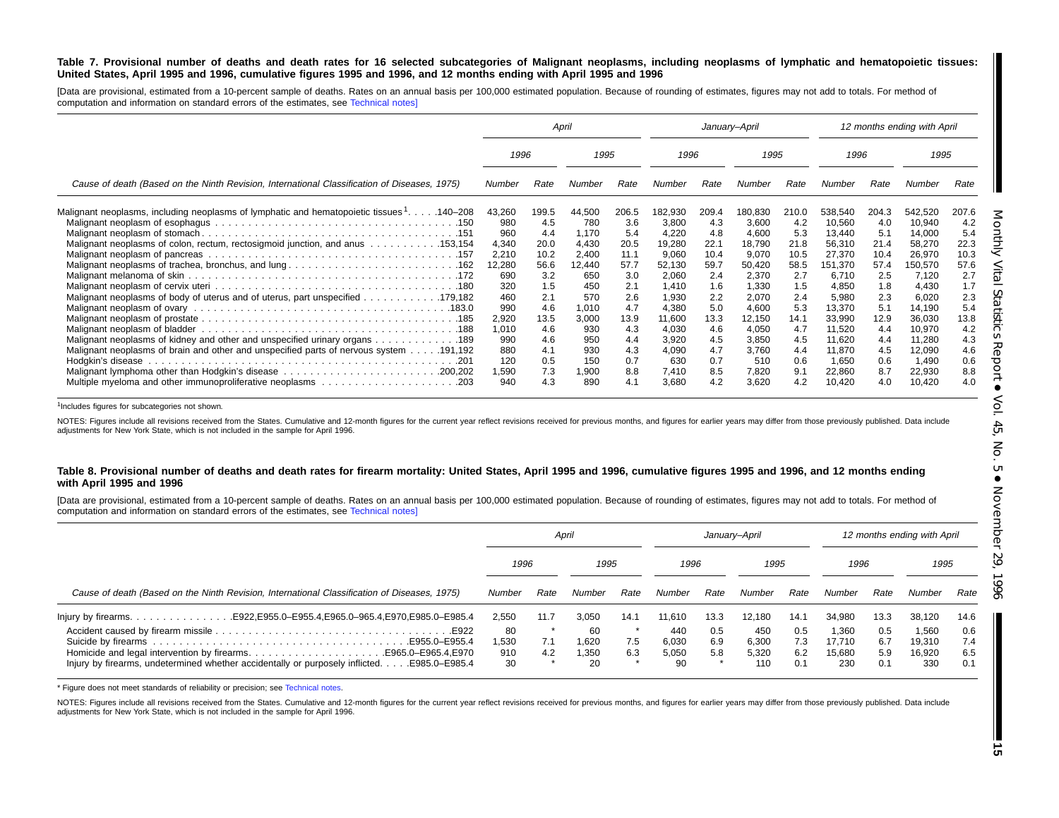**Table 7. Provisional number of deaths and death rates for 16 selected subcategories of Malignant neoplasms, including neoplasms of lymphatic and hematopoietic tissues: United States, April 1995 and 1996, cumulative figures 1995 and 1996, and 12 months ending with April 1995 and 1996**

[Data are provisional, estimated from a 10-percent sample of deaths. Rates on an annual basis per 100,000 estimated population. Because of rounding of estimates, figures may not add to totals. For method of computation and information on standard errors of the estimates, see Technical notes]

| Cause of death (Based on the Ninth Revision, International Classification of Diseases, 1975) | April | | | | January–April | | | | 12 months ending with April | | | |
|---|---|---|---|---|---|---|---|---|---|---|---|---|
| | 1996 | | 1995 | | 1996 | | 1995 | | 1996 | | 1995 | |
| | Number | Rate | Number | Rate | Number | Rate | Number | Rate | Number | Rate | Number | Rate |
| Malignant neoplasms, including neoplasms of lymphatic and hematopoietic tissues[1] . . . .140–208 | 43,260 | 199.5 | 44,500 | 206.5 | 182,930 | 209.4 | 180,830 | 210.0 | 538,540 | 204.3 | 542,520 | 207.6 |
| Malignant neoplasm of esophagus . . . .150 | 980 | 4.5 | 780 | 3.6 | 3,800 | 4.3 | 3,600 | 4.2 | 10,560 | 4.0 | 10,940 | 4.2 |
| Malignant neoplasm of stomach . . . .151 | 960 | 4.4 | 1,170 | 5.4 | 4,220 | 4.8 | 4,600 | 5.3 | 13,440 | 5.1 | 14,000 | 5.4 |
| Malignant neoplasms of colon, rectum, rectosigmoid junction, and anus . . . .153,154 | 4,340 | 20.0 | 4,430 | 20.5 | 19,280 | 22.1 | 18,790 | 21.8 | 56,310 | 21.4 | 58,270 | 22.3 |
| Malignant neoplasm of pancreas . . . .157 | 2,210 | 10.2 | 2,400 | 11.1 | 9,060 | 10.4 | 9,070 | 10.5 | 27,370 | 10.4 | 26,970 | 10.3 |
| Malignant neoplasms of trachea, bronchus, and lung . . . .162 | 12,280 | 56.6 | 12,440 | 57.7 | 52,130 | 59.7 | 50,420 | 58.5 | 151,370 | 57.4 | 150,570 | 57.6 |
| Malignant melanoma of skin . . . .172 | 690 | 3.2 | 650 | 3.0 | 2,060 | 2.4 | 2,370 | 2.7 | 6,710 | 2.5 | 7,120 | 2.7 |
| Malignant neoplasm of cervix uteri . . . .180 | 320 | 1.5 | 450 | 2.1 | 1,410 | 1.6 | 1,330 | 1.5 | 4,850 | 1.8 | 4,430 | 1.7 |
| Malignant neoplasms of body of uterus and of uterus, part unspecified . . . .179,182 | 460 | 2.1 | 570 | 2.6 | 1,930 | 2.2 | 2,070 | 2.4 | 5,980 | 2.3 | 6,020 | 2.3 |
| Malignant neoplasm of ovary . . . .183.0 | 990 | 4.6 | 1,010 | 4.7 | 4,380 | 5.0 | 4,600 | 5.3 | 13,370 | 5.1 | 14,190 | 5.4 |
| Malignant neoplasm of prostate . . . .185 | 2,920 | 13.5 | 3,000 | 13.9 | 11,600 | 13.3 | 12,150 | 14.1 | 33,990 | 12.9 | 36,030 | 13.8 |
| Malignant neoplasm of bladder . . . .188 | 1,010 | 4.6 | 930 | 4.3 | 4,030 | 4.6 | 4,050 | 4.7 | 11,520 | 4.4 | 10,970 | 4.2 |
| Malignant neoplasms of kidney and other and unspecified urinary organs . . . .189 | 990 | 4.6 | 950 | 4.4 | 3,920 | 4.5 | 3,850 | 4.5 | 11,620 | 4.4 | 11,280 | 4.3 |
| Malignant neoplasms of brain and other and unspecified parts of nervous system . . . .191,192 | 880 | 4.1 | 930 | 4.3 | 4,090 | 4.7 | 3,760 | 4.4 | 11,870 | 4.5 | 12,090 | 4.6 |
| Hodgkin's disease . . . .201 | 120 | 0.5 | 150 | 0.7 | 630 | 0.7 | 510 | 0.6 | 1,650 | 0.6 | 1,490 | 0.6 |
| Malignant lymphoma other than Hodgkin's disease . . . .200,202 | 1,590 | 7.3 | 1,900 | 8.8 | 7,410 | 8.5 | 7,820 | 9.1 | 22,860 | 8.7 | 22,930 | 8.8 |
| Multiple myeloma and other immunoproliferative neoplasms . . . .203 | 940 | 4.3 | 890 | 4.1 | 3,680 | 4.2 | 3,620 | 4.2 | 10,420 | 4.0 | 10,420 | 4.0 |

[1]Includes figures for subcategories not shown.

NOTES: Figures include all revisions received from the States. Cumulative and 12-month figures for the current year reflect revisions received for previous months, and figures for earlier years may differ from those previously published. Data include adjustments for New York State, which is not included in the sample for April 1996.

**Table 8. Provisional number of deaths and death rates for firearm mortality: United States, April 1995 and 1996, cumulative figures 1995 and 1996, and 12 months ending with April 1995 and 1996**

[Data are provisional, estimated from a 10-percent sample of deaths. Rates on an annual basis per 100,000 estimated population. Because of rounding of estimates, figures may not add to totals. For method of computation and information on standard errors of the estimates, see Technical notes]

| Cause of death (Based on the Ninth Revision, International Classification of Diseases, 1975) | April | | | | January–April | | | | 12 months ending with April | | | |
|---|---|---|---|---|---|---|---|---|---|---|---|---|
| | 1996 | | 1995 | | 1996 | | 1995 | | 1996 | | 1995 | |
| | Number | Rate | Number | Rate | Number | Rate | Number | Rate | Number | Rate | Number | Rate |
| Injury by firearms. . . . .E922,E955.0–E955.4,E965.0–965.4,E970,E985.0–E985.4 | 2,550 | 11.7 | 3,050 | 14.1 | 11,610 | 13.3 | 12,180 | 14.1 | 34,980 | 13.3 | 38,120 | 14.6 |
| Accident caused by firearm missile . . . .E922 | 80 | * | 60 | * | 440 | 0.5 | 450 | 0.5 | 1,360 | 0.5 | 1,560 | 0.6 |
| Suicide by firearms . . . .E955.0–E955.4 | 1,530 | 7.1 | 1,620 | 7.5 | 6,030 | 6.9 | 6,300 | 7.3 | 17,710 | 6.7 | 19,310 | 7.4 |
| Homicide and legal intervention by firearms. . . . .E965.0–E965.4,E970 | 910 | 4.2 | 1,350 | 6.3 | 5,050 | 5.8 | 5,320 | 6.2 | 15,680 | 5.9 | 16,920 | 6.5 |
| Injury by firearms, undetermined whether accidentally or purposely inflicted. . . . .E985.0–E985.4 | 30 | * | 20 | * | 90 | * | 110 | 0.1 | 230 | 0.1 | 330 | 0.1 |

* Figure does not meet standards of reliability or precision; see Technical notes.

NOTES: Figures include all revisions received from the States. Cumulative and 12-month figures for the current year reflect revisions received for previous months, and figures for earlier years may differ from those previously published. Data include adjustments for New York State, which is not included in the sample for April 1996.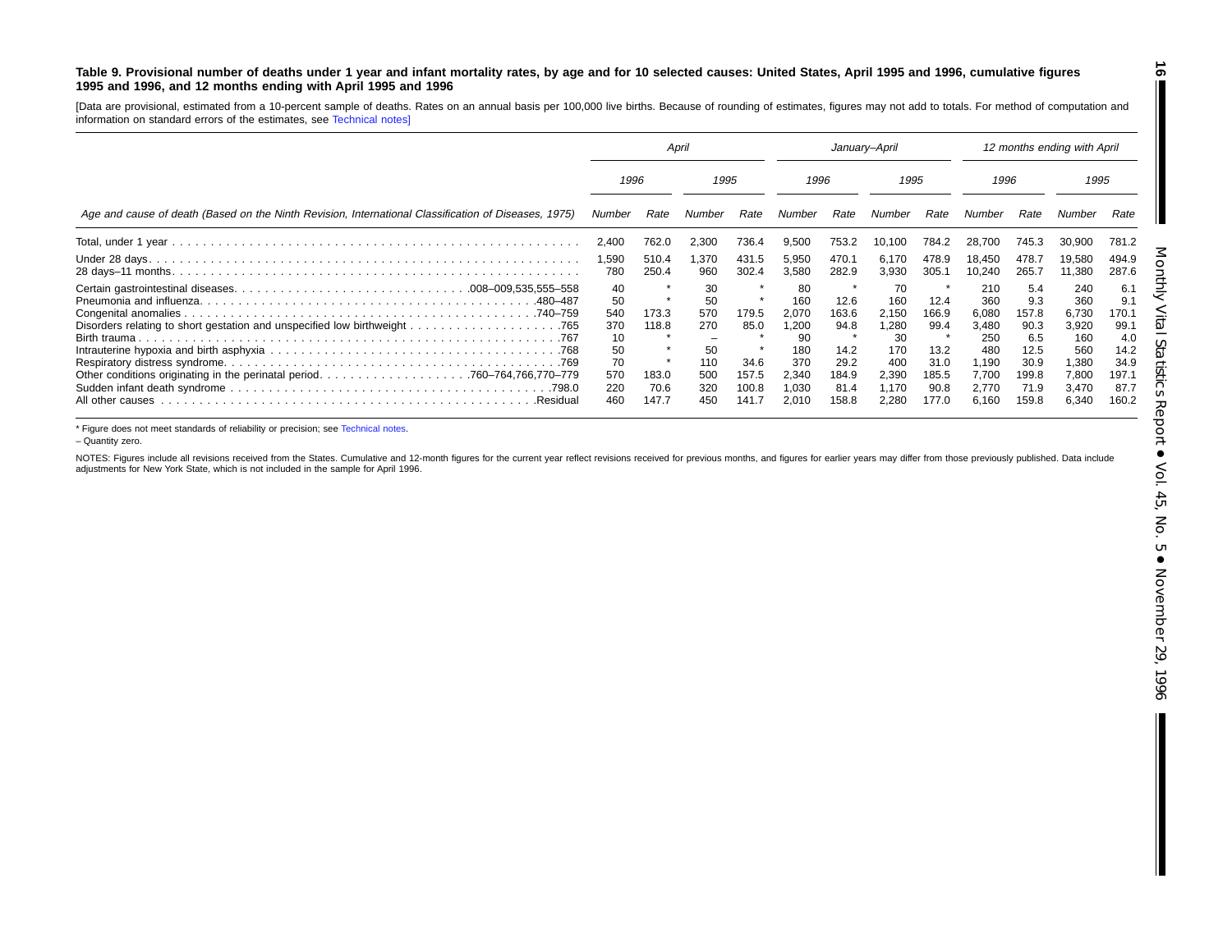**Table 9. Provisional number of deaths under 1 year and infant mortality rates, by age and for 10 selected causes: United States, April 1995 and 1996, cumulative figures 1995 and 1996, and 12 months ending with April 1995 and 1996**

[Data are provisional, estimated from a 10-percent sample of deaths. Rates on an annual basis per 100,000 live births. Because of rounding of estimates, figures may not add to totals. For method of computation and information on standard errors of the estimates, see Technical notes]

| Age and cause of death (Based on the Ninth Revision, International Classification of Diseases, 1975) | April | | | | January–April | | | | 12 months ending with April | | | |
|---|---|---|---|---|---|---|---|---|---|---|---|---|
| | 1996 | | 1995 | | 1996 | | 1995 | | 1996 | | 1995 | |
| | Number | Rate | Number | Rate | Number | Rate | Number | Rate | Number | Rate | Number | Rate |
| Total, under 1 year | 2,400 | 762.0 | 2,300 | 736.4 | 9,500 | 753.2 | 10,100 | 784.2 | 28,700 | 745.3 | 30,900 | 781.2 |
| Under 28 days | 1,590 | 510.4 | 1,370 | 431.5 | 5,950 | 470.1 | 6,170 | 478.9 | 18,450 | 478.7 | 19,580 | 494.9 |
| 28 days–11 months | 780 | 250.4 | 960 | 302.4 | 3,580 | 282.9 | 3,930 | 305.1 | 10,240 | 265.7 | 11,380 | 287.6 |
| Certain gastrointestinal diseases .008–009,535,555–558 | 40 | * | 30 | * | 80 | * | 70 | * | 210 | 5.4 | 240 | 6.1 |
| Pneumonia and influenza .480–487 | 50 | * | 50 | * | 160 | 12.6 | 160 | 12.4 | 360 | 9.3 | 360 | 9.1 |
| Congenital anomalies .740–759 | 540 | 173.3 | 570 | 179.5 | 2,070 | 163.6 | 2,150 | 166.9 | 6,080 | 157.8 | 6,730 | 170.1 |
| Disorders relating to short gestation and unspecified low birthweight .765 | 370 | 118.8 | 270 | 85.0 | 1,200 | 94.8 | 1,280 | 99.4 | 3,480 | 90.3 | 3,920 | 99.1 |
| Birth trauma .767 | 10 | * | – | * | 90 | * | 30 | * | 250 | 6.5 | 160 | 4.0 |
| Intrauterine hypoxia and birth asphyxia .768 | 50 | * | 50 | * | 180 | 14.2 | 170 | 13.2 | 480 | 12.5 | 560 | 14.2 |
| Respiratory distress syndrome .769 | 70 | * | 110 | 34.6 | 370 | 29.2 | 400 | 31.0 | 1,190 | 30.9 | 1,380 | 34.9 |
| Other conditions originating in the perinatal period .760–764,766,770–779 | 570 | 183.0 | 500 | 157.5 | 2,340 | 184.9 | 2,390 | 185.5 | 7,700 | 199.8 | 7,800 | 197.1 |
| Sudden infant death syndrome .798.0 | 220 | 70.6 | 320 | 100.8 | 1,030 | 81.4 | 1,170 | 90.8 | 2,770 | 71.9 | 3,470 | 87.7 |
| All other causes .Residual | 460 | 147.7 | 450 | 141.7 | 2,010 | 158.8 | 2,280 | 177.0 | 6,160 | 159.8 | 6,340 | 160.2 |

* Figure does not meet standards of reliability or precision; see Technical notes.

– Quantity zero.

NOTES: Figures include all revisions received from the States. Cumulative and 12-month figures for the current year reflect revisions received for previous months, and figures for earlier years may differ from those previously published. Data include adjustments for New York State, which is not included in the sample for April 1996.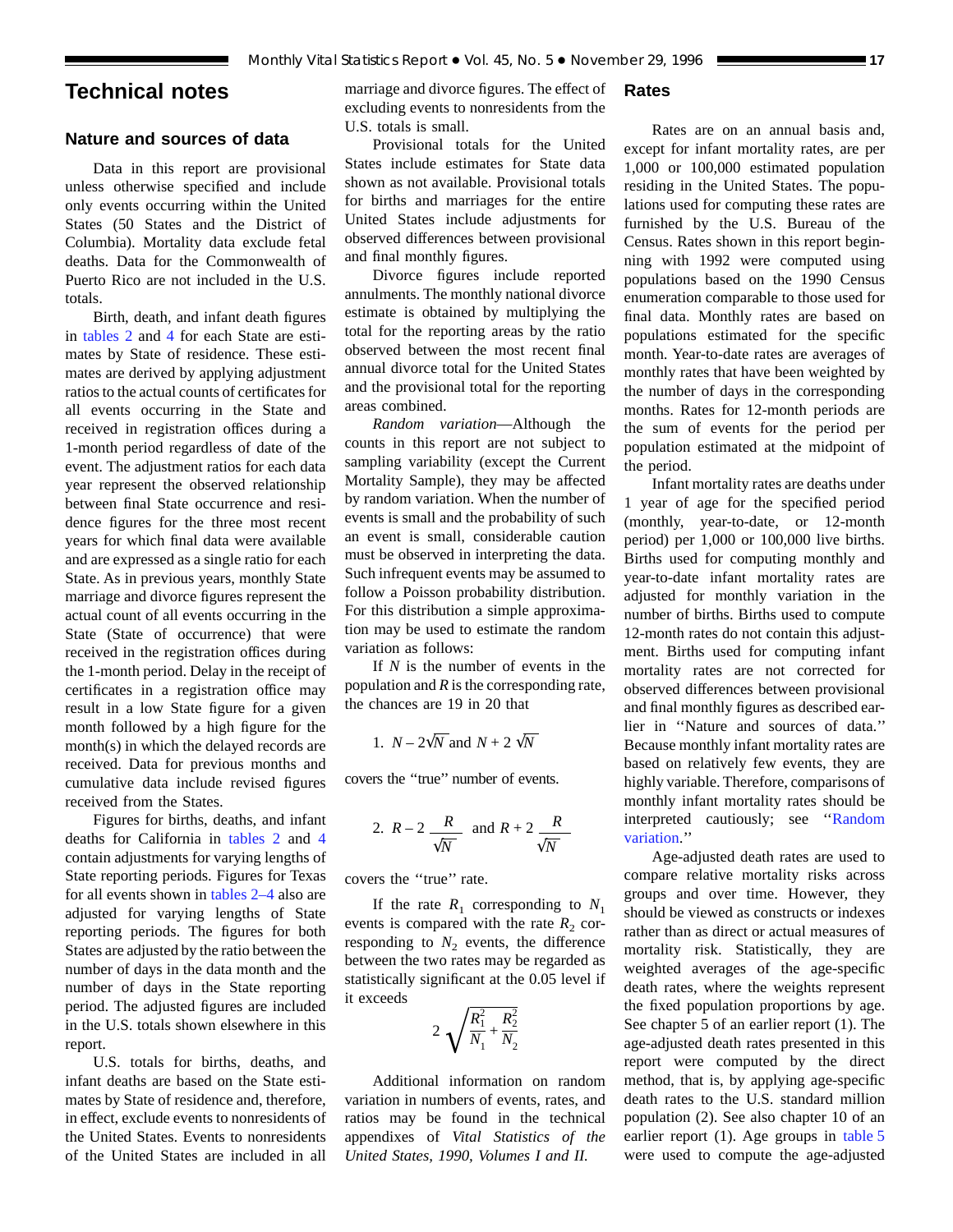# Technical notes

## Nature and sources of data

Data in this report are provisional unless otherwise specified and include only events occurring within the United States (50 States and the District of Columbia). Mortality data exclude fetal deaths. Data for the Commonwealth of Puerto Rico are not included in the U.S. totals.

Birth, death, and infant death figures in tables 2 and 4 for each State are estimates by State of residence. These estimates are derived by applying adjustment ratios to the actual counts of certificates for all events occurring in the State and received in registration offices during a 1-month period regardless of date of the event. The adjustment ratios for each data year represent the observed relationship between final State occurrence and residence figures for the three most recent years for which final data were available and are expressed as a single ratio for each State. As in previous years, monthly State marriage and divorce figures represent the actual count of all events occurring in the State (State of occurrence) that were received in the registration offices during the 1-month period. Delay in the receipt of certificates in a registration office may result in a low State figure for a given month followed by a high figure for the month(s) in which the delayed records are received. Data for previous months and cumulative data include revised figures received from the States.

Figures for births, deaths, and infant deaths for California in tables 2 and 4 contain adjustments for varying lengths of State reporting periods. Figures for Texas for all events shown in tables 2–4 also are adjusted for varying lengths of State reporting periods. The figures for both States are adjusted by the ratio between the number of days in the data month and the number of days in the State reporting period. The adjusted figures are included in the U.S. totals shown elsewhere in this report.

U.S. totals for births, deaths, and infant deaths are based on the State estimates by State of residence and, therefore, in effect, exclude events to nonresidents of the United States. Events to nonresidents of the United States are included in all marriage and divorce figures. The effect of excluding events to nonresidents from the U.S. totals is small.

Provisional totals for the United States include estimates for State data shown as not available. Provisional totals for births and marriages for the entire United States include adjustments for observed differences between provisional and final monthly figures.

Divorce figures include reported annulments. The monthly national divorce estimate is obtained by multiplying the total for the reporting areas by the ratio observed between the most recent final annual divorce total for the United States and the provisional total for the reporting areas combined.

*Random variation*—Although the counts in this report are not subject to sampling variability (except the Current Mortality Sample), they may be affected by random variation. When the number of events is small and the probability of such an event is small, considerable caution must be observed in interpreting the data. Such infrequent events may be assumed to follow a Poisson probability distribution. For this distribution a simple approximation may be used to estimate the random variation as follows:

If $N$ is the number of events in the population and $R$ is the corresponding rate, the chances are 19 in 20 that

1. $N - 2\sqrt{N}$ and $N + 2\sqrt{N}$

covers the "true" number of events.

2. $R - 2\dfrac{R}{\sqrt{N}}$ and $R + 2\dfrac{R}{\sqrt{N}}$

covers the "true" rate.

If the rate $R_1$ corresponding to $N_1$ events is compared with the rate $R_2$ corresponding to $N_2$ events, the difference between the two rates may be regarded as statistically significant at the 0.05 level if it exceeds

$$2\sqrt{\frac{R_1^2}{N_1} + \frac{R_2^2}{N_2}}$$

Additional information on random variation in numbers of events, rates, and ratios may be found in the technical appendixes of *Vital Statistics of the United States, 1990, Volumes I and II.*

## Rates

Rates are on an annual basis and, except for infant mortality rates, are per 1,000 or 100,000 estimated population residing in the United States. The populations used for computing these rates are furnished by the U.S. Bureau of the Census. Rates shown in this report beginning with 1992 were computed using populations based on the 1990 Census enumeration comparable to those used for final data. Monthly rates are based on populations estimated for the specific month. Year-to-date rates are averages of monthly rates that have been weighted by the number of days in the corresponding months. Rates for 12-month periods are the sum of events for the period per population estimated at the midpoint of the period.

Infant mortality rates are deaths under 1 year of age for the specified period (monthly, year-to-date, or 12-month period) per 1,000 or 100,000 live births. Births used for computing monthly and year-to-date infant mortality rates are adjusted for monthly variation in the number of births. Births used to compute 12-month rates do not contain this adjustment. Births used for computing infant mortality rates are not corrected for observed differences between provisional and final monthly figures as described earlier in "Nature and sources of data." Because monthly infant mortality rates are based on relatively few events, they are highly variable. Therefore, comparisons of monthly infant mortality rates should be interpreted cautiously; see "Random variation."

Age-adjusted death rates are used to compare relative mortality risks across groups and over time. However, they should be viewed as constructs or indexes rather than as direct or actual measures of mortality risk. Statistically, they are weighted averages of the age-specific death rates, where the weights represent the fixed population proportions by age. See chapter 5 of an earlier report (1). The age-adjusted death rates presented in this report were computed by the direct method, that is, by applying age-specific death rates to the U.S. standard million population (2). See also chapter 10 of an earlier report (1). Age groups in table 5 were used to compute the age-adjusted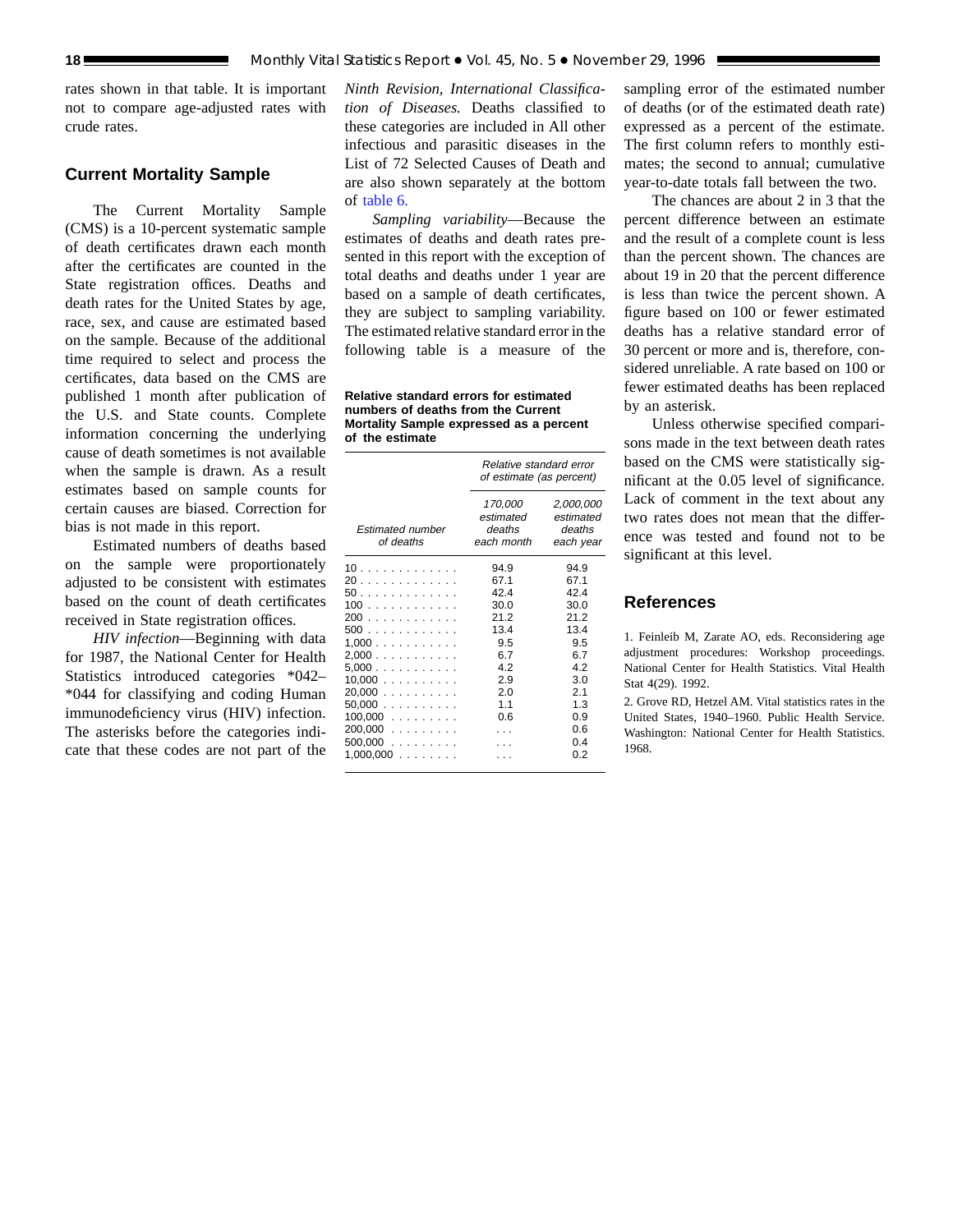rates shown in that table. It is important not to compare age-adjusted rates with crude rates.

## Current Mortality Sample

The Current Mortality Sample (CMS) is a 10-percent systematic sample of death certificates drawn each month after the certificates are counted in the State registration offices. Deaths and death rates for the United States by age, race, sex, and cause are estimated based on the sample. Because of the additional time required to select and process the certificates, data based on the CMS are published 1 month after publication of the U.S. and State counts. Complete information concerning the underlying cause of death sometimes is not available when the sample is drawn. As a result estimates based on sample counts for certain causes are biased. Correction for bias is not made in this report.

Estimated numbers of deaths based on the sample were proportionately adjusted to be consistent with estimates based on the count of death certificates received in State registration offices.

*HIV infection*—Beginning with data for 1987, the National Center for Health Statistics introduced categories *042–*044 for classifying and coding Human immunodeficiency virus (HIV) infection. The asterisks before the categories indicate that these codes are not part of the *Ninth Revision, International Classification of Diseases.* Deaths classified to these categories are included in All other infectious and parasitic diseases in the List of 72 Selected Causes of Death and are also shown separately at the bottom of table 6.

*Sampling variability*—Because the estimates of deaths and death rates presented in this report with the exception of total deaths and deaths under 1 year are based on a sample of death certificates, they are subject to sampling variability. The estimated relative standard error in the following table is a measure of the sampling error of the estimated number of deaths (or of the estimated death rate) expressed as a percent of the estimate. The first column refers to monthly estimates; the second to annual; cumulative year-to-date totals fall between the two.

**Relative standard errors for estimated numbers of deaths from the Current Mortality Sample expressed as a percent of the estimate**

| *Estimated number of deaths* | *Relative standard error of estimate (as percent)* | |
|---|---|---|
| | *170,000 estimated deaths each month* | *2,000,000 estimated deaths each year* |
| 10 | 94.9 | 94.9 |
| 20 | 67.1 | 67.1 |
| 50 | 42.4 | 42.4 |
| 100 | 30.0 | 30.0 |
| 200 | 21.2 | 21.2 |
| 500 | 13.4 | 13.4 |
| 1,000 | 9.5 | 9.5 |
| 2,000 | 6.7 | 6.7 |
| 5,000 | 4.2 | 4.2 |
| 10,000 | 2.9 | 3.0 |
| 20,000 | 2.0 | 2.1 |
| 50,000 | 1.1 | 1.3 |
| 100,000 | 0.6 | 0.9 |
| 200,000 | . . . | 0.6 |
| 500,000 | . . . | 0.4 |
| 1,000,000 | . . . | 0.2 |

The chances are about 2 in 3 that the percent difference between an estimate and the result of a complete count is less than the percent shown. The chances are about 19 in 20 that the percent difference is less than twice the percent shown. A figure based on 100 or fewer estimated deaths has a relative standard error of 30 percent or more and is, therefore, considered unreliable. A rate based on 100 or fewer estimated deaths has been replaced by an asterisk.

Unless otherwise specified comparisons made in the text between death rates based on the CMS were statistically significant at the 0.05 level of significance. Lack of comment in the text about any two rates does not mean that the difference was tested and found not to be significant at this level.

## References

1. Feinleib M, Zarate AO, eds. Reconsidering age adjustment procedures: Workshop proceedings. National Center for Health Statistics. Vital Health Stat 4(29). 1992.

2. Grove RD, Hetzel AM. Vital statistics rates in the United States, 1940–1960. Public Health Service. Washington: National Center for Health Statistics. 1968.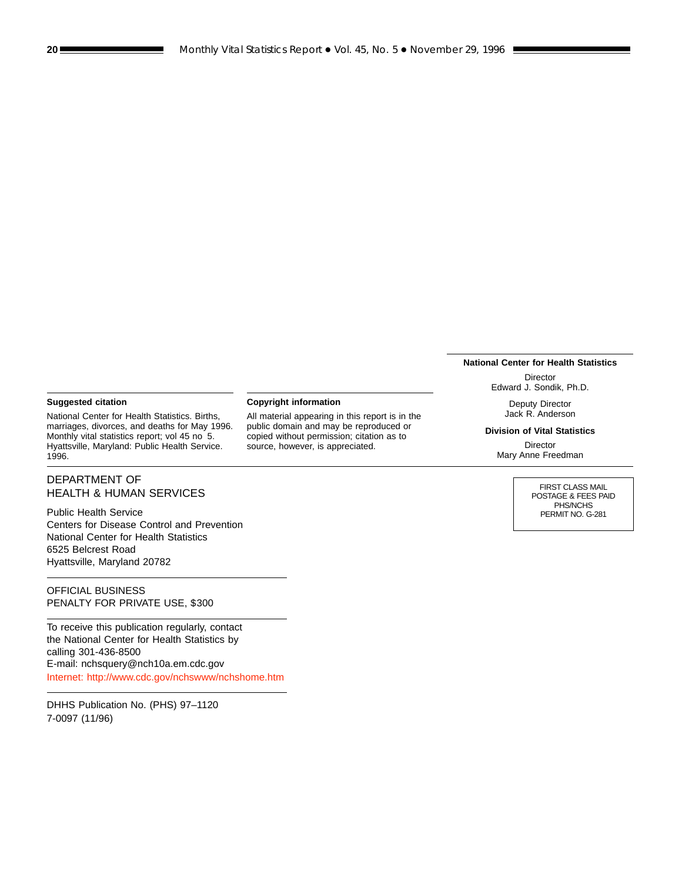**National Center for Health Statistics**

Director
Edward J. Sondik, Ph.D.

Deputy Director
Jack R. Anderson

**Division of Vital Statistics**

Director
Mary Anne Freedman

**Suggested citation**

National Center for Health Statistics. Births, marriages, divorces, and deaths for May 1996. Monthly vital statistics report; vol 45 no 5. Hyattsville, Maryland: Public Health Service. 1996.

**Copyright information**

All material appearing in this report is in the public domain and may be reproduced or copied without permission; citation as to source, however, is appreciated.

DEPARTMENT OF
HEALTH & HUMAN SERVICES

Public Health Service
Centers for Disease Control and Prevention
National Center for Health Statistics
6525 Belcrest Road
Hyattsville, Maryland 20782

OFFICIAL BUSINESS
PENALTY FOR PRIVATE USE, $300

To receive this publication regularly, contact the National Center for Health Statistics by calling 301-436-8500
E-mail: nchsquery@nch10a.em.cdc.gov
Internet: http://www.cdc.gov/nchswww/nchshome.htm

DHHS Publication No. (PHS) 97–1120
7-0097 (11/96)

FIRST CLASS MAIL
POSTAGE & FEES PAID
PHS/NCHS
PERMIT NO. G-281